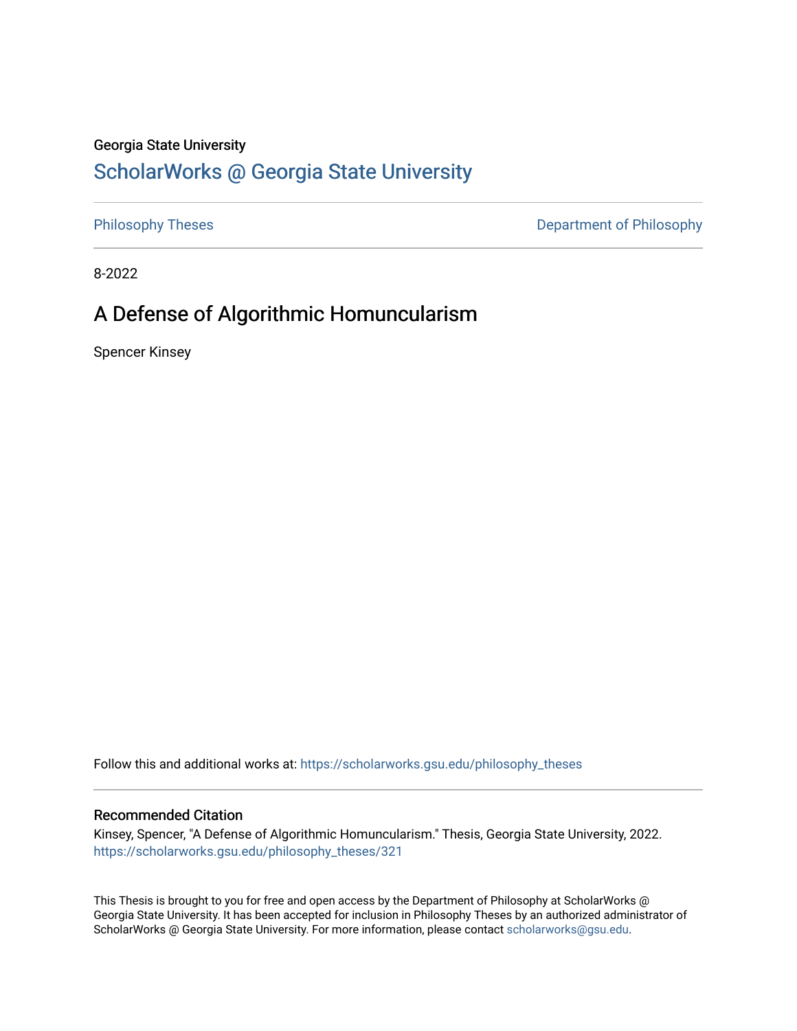Georgia State University

# ScholarWorks @ Georgia State University

Philosophy Theses

Department of Philosophy

8-2022

## A Defense of Algorithmic Homuncularism

Spencer Kinsey

Follow this and additional works at: https://scholarworks.gsu.edu/philosophy_theses

### Recommended Citation

Kinsey, Spencer, "A Defense of Algorithmic Homuncularism." Thesis, Georgia State University, 2022.
https://scholarworks.gsu.edu/philosophy_theses/321

This Thesis is brought to you for free and open access by the Department of Philosophy at ScholarWorks @ Georgia State University. It has been accepted for inclusion in Philosophy Theses by an authorized administrator of ScholarWorks @ Georgia State University. For more information, please contact scholarworks@gsu.edu.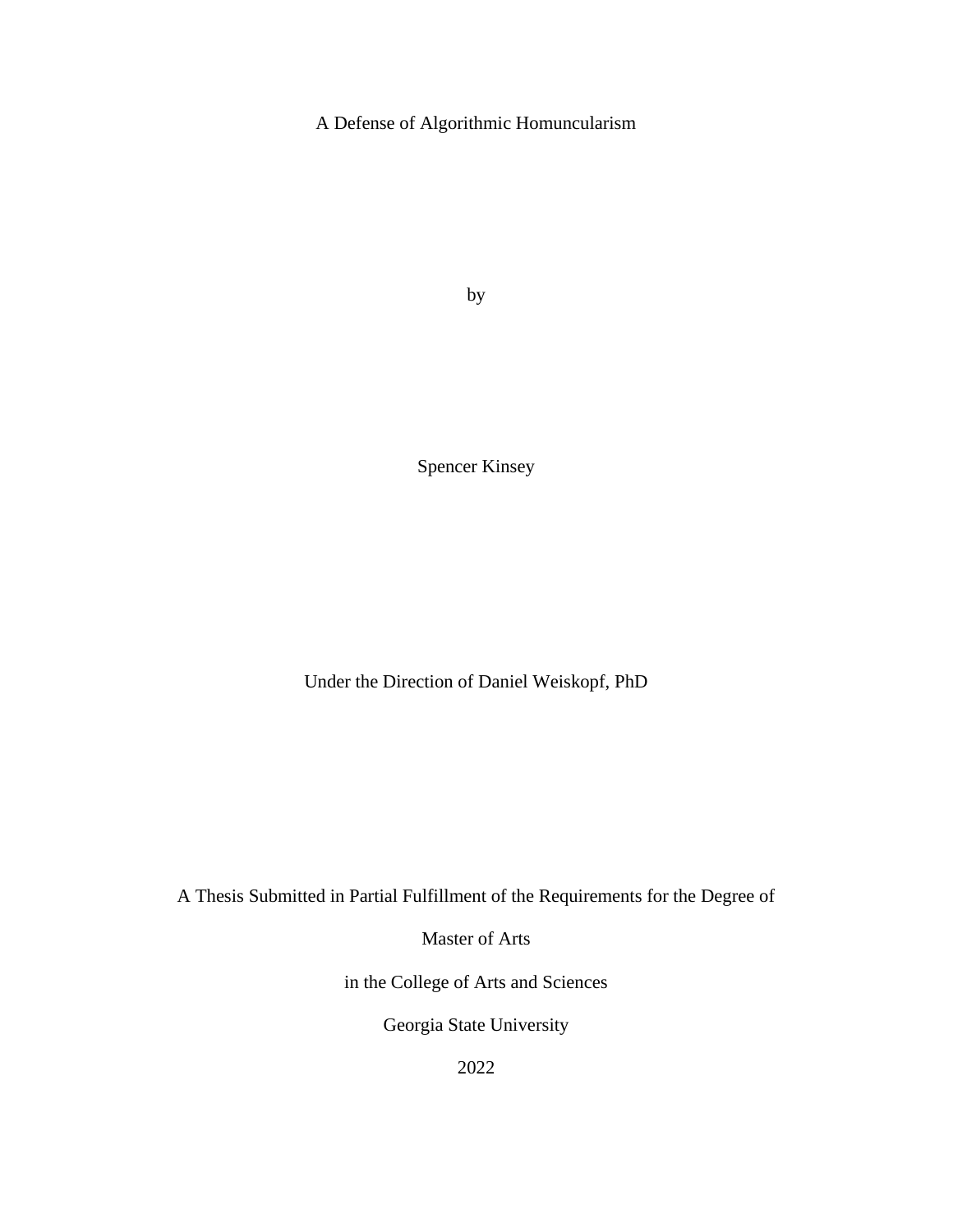A Defense of Algorithmic Homuncularism

by

Spencer Kinsey

Under the Direction of Daniel Weiskopf, PhD

A Thesis Submitted in Partial Fulfillment of the Requirements for the Degree of

Master of Arts

in the College of Arts and Sciences

Georgia State University

2022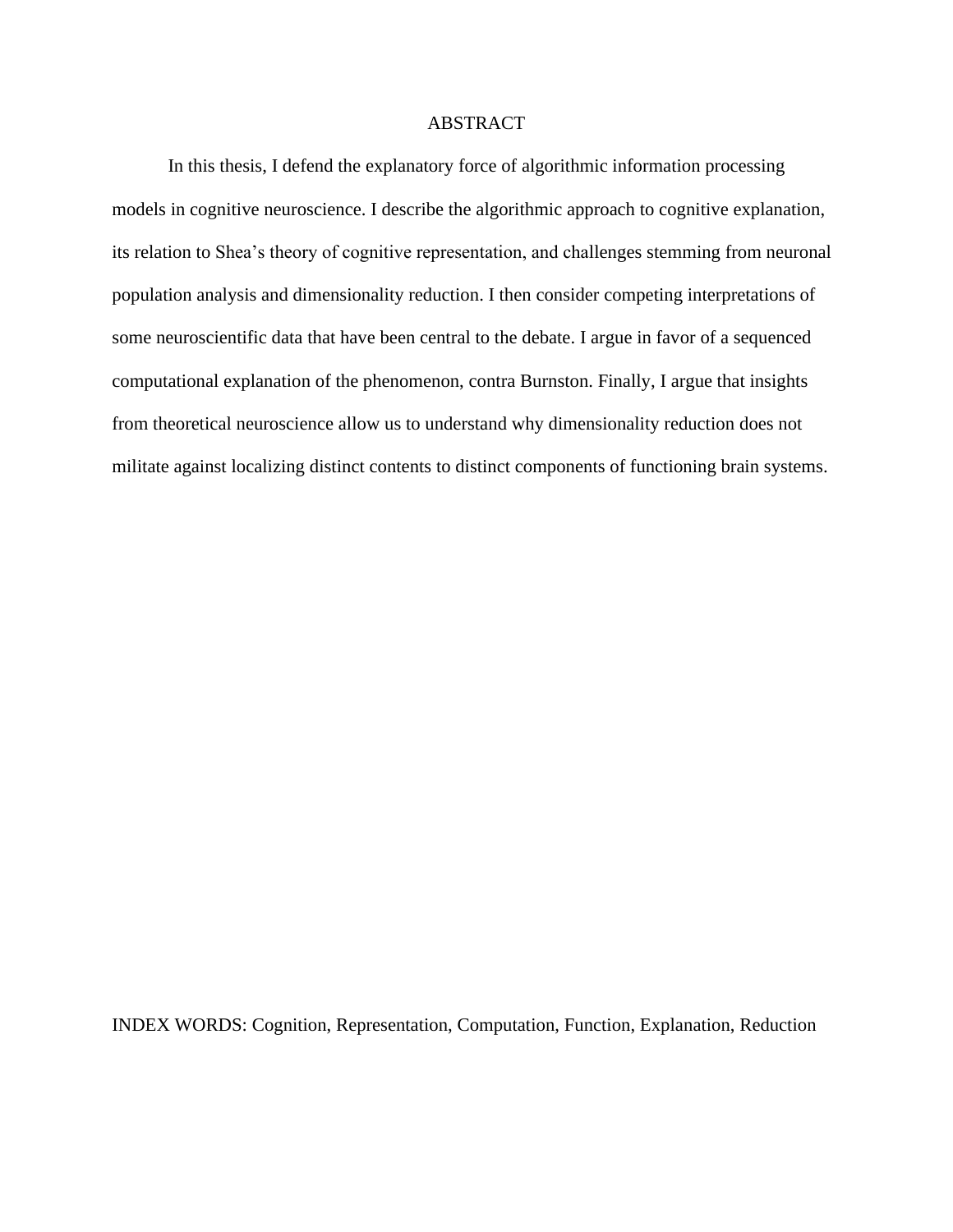# ABSTRACT

In this thesis, I defend the explanatory force of algorithmic information processing models in cognitive neuroscience. I describe the algorithmic approach to cognitive explanation, its relation to Shea's theory of cognitive representation, and challenges stemming from neuronal population analysis and dimensionality reduction. I then consider competing interpretations of some neuroscientific data that have been central to the debate. I argue in favor of a sequenced computational explanation of the phenomenon, contra Burnston. Finally, I argue that insights from theoretical neuroscience allow us to understand why dimensionality reduction does not militate against localizing distinct contents to distinct components of functioning brain systems.

INDEX WORDS: Cognition, Representation, Computation, Function, Explanation, Reduction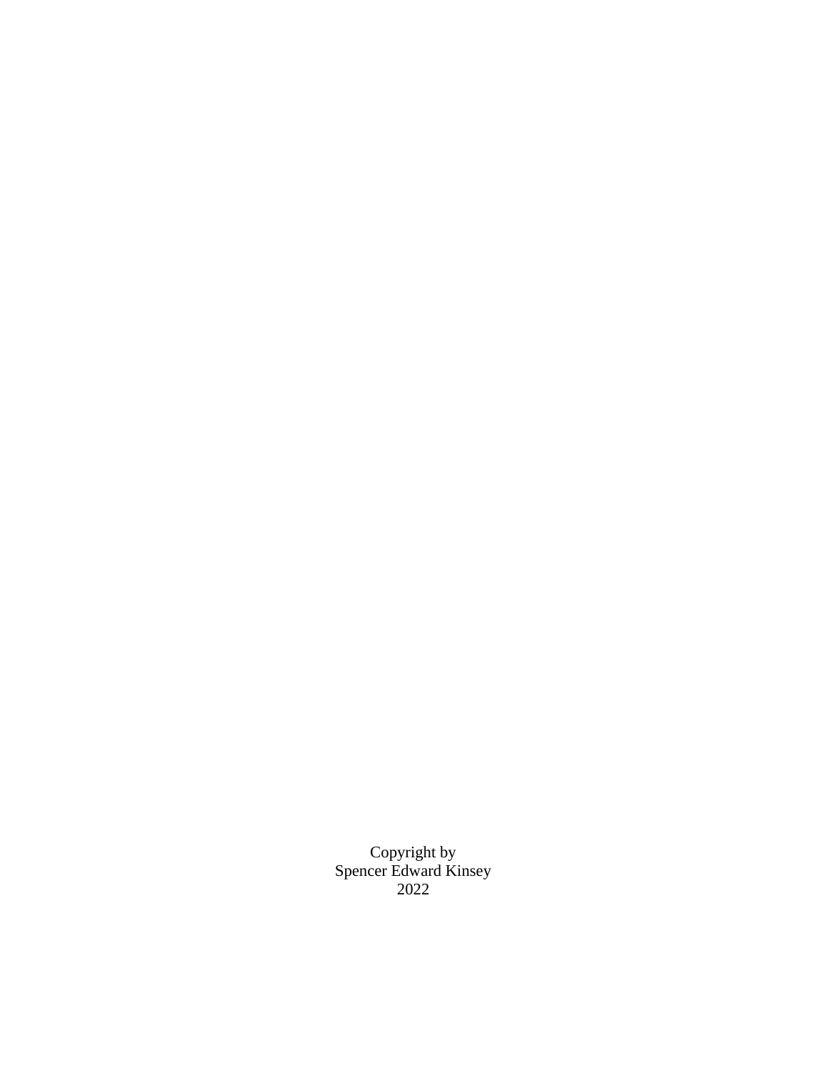Copyright by
Spencer Edward Kinsey
2022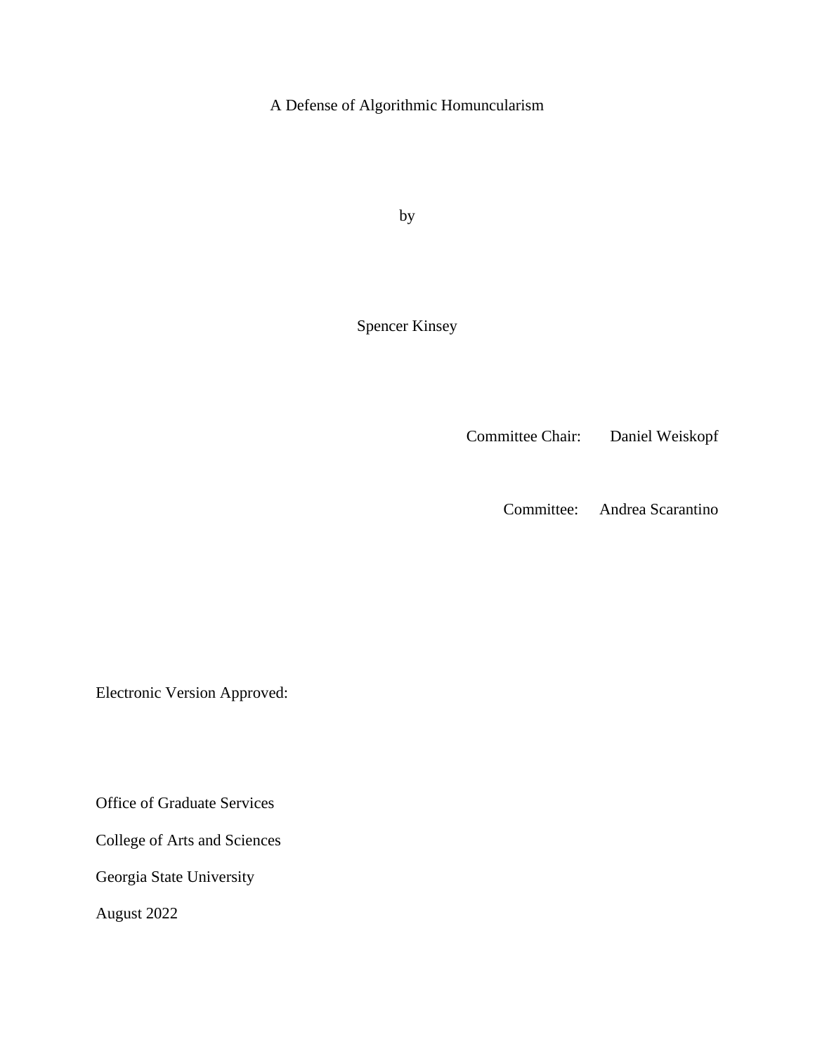A Defense of Algorithmic Homuncularism

by

Spencer Kinsey

Committee Chair: Daniel Weiskopf

Committee: Andrea Scarantino

Electronic Version Approved:

Office of Graduate Services

College of Arts and Sciences

Georgia State University

August 2022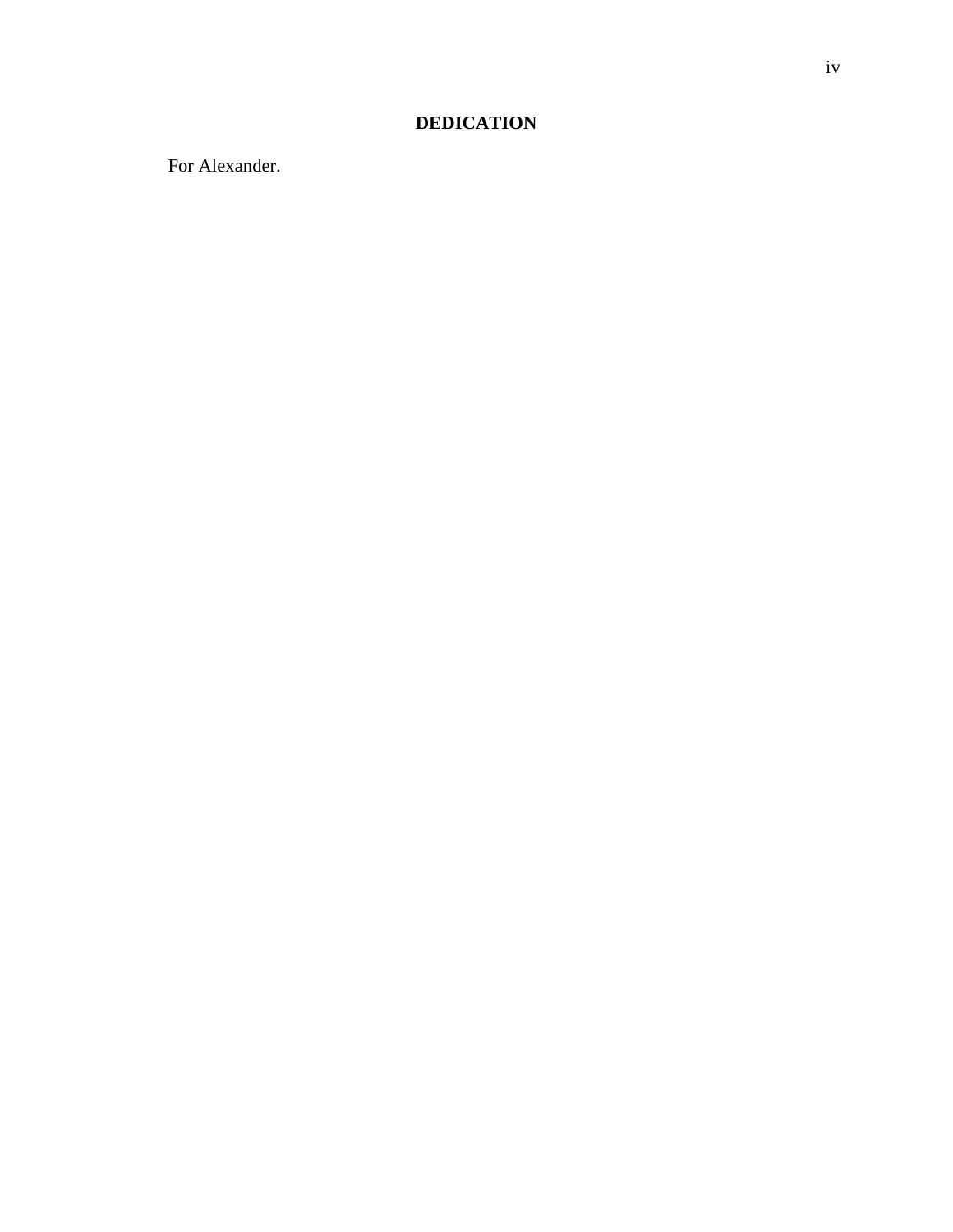## DEDICATION

For Alexander.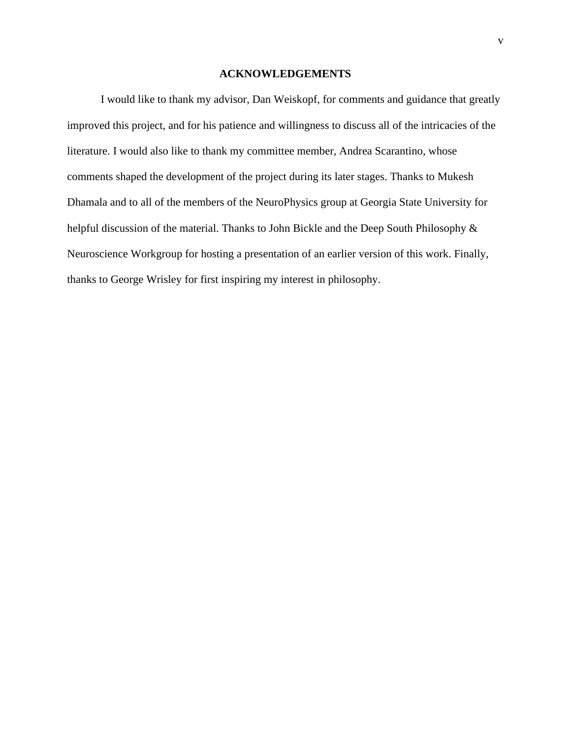# ACKNOWLEDGEMENTS

I would like to thank my advisor, Dan Weiskopf, for comments and guidance that greatly improved this project, and for his patience and willingness to discuss all of the intricacies of the literature. I would also like to thank my committee member, Andrea Scarantino, whose comments shaped the development of the project during its later stages. Thanks to Mukesh Dhamala and to all of the members of the NeuroPhysics group at Georgia State University for helpful discussion of the material. Thanks to John Bickle and the Deep South Philosophy & Neuroscience Workgroup for hosting a presentation of an earlier version of this work. Finally, thanks to George Wrisley for first inspiring my interest in philosophy.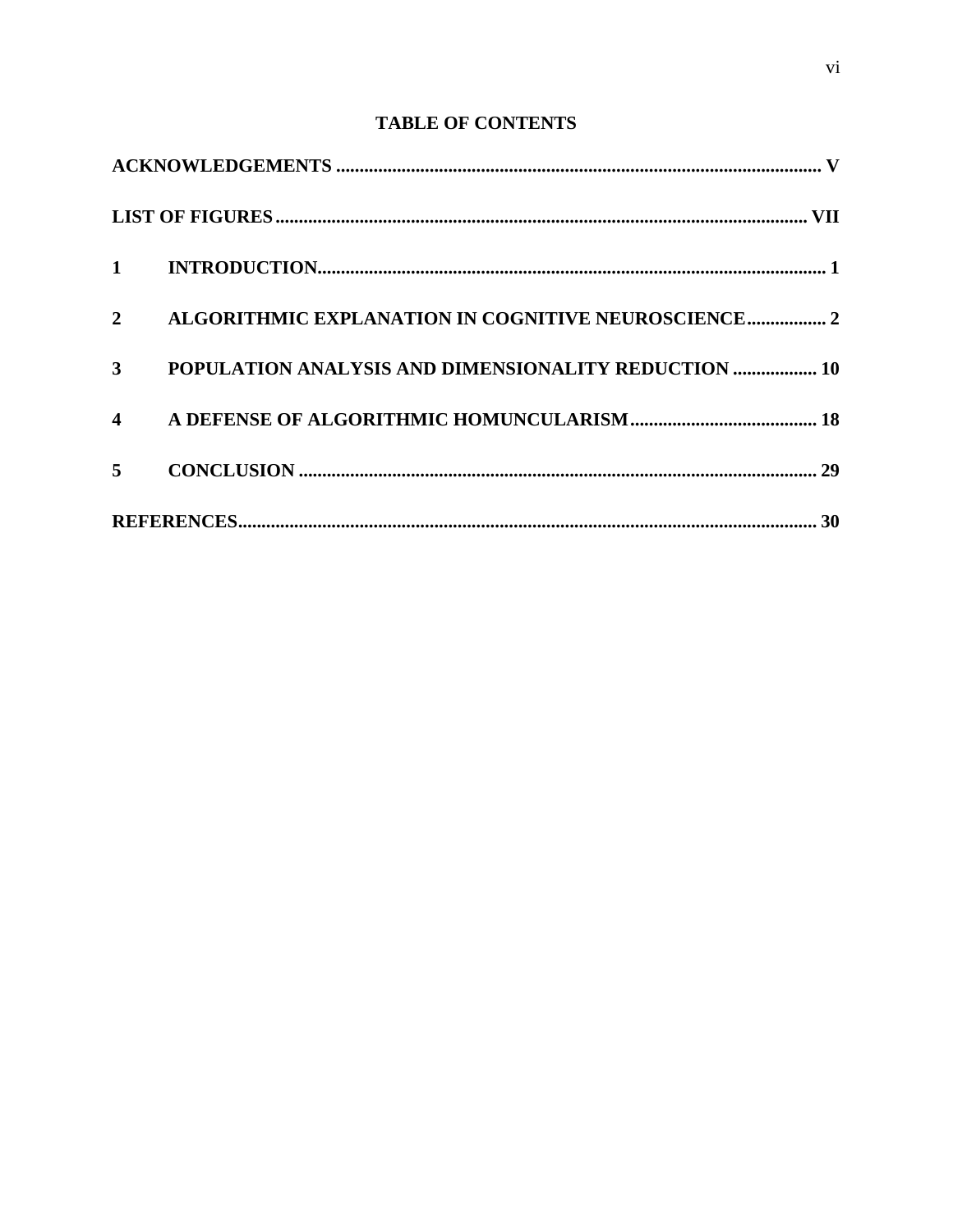# TABLE OF CONTENTS

**ACKNOWLEDGEMENTS ........................................................................................................ V**

**LIST OF FIGURES ............................................................................................................... VII**

**1 INTRODUCTION.............................................................................................................. 1**

**2 ALGORITHMIC EXPLANATION IN COGNITIVE NEUROSCIENCE................. 2**

**3 POPULATION ANALYSIS AND DIMENSIONALITY REDUCTION .................. 10**

**4 A DEFENSE OF ALGORITHMIC HOMUNCULARISM......................................... 18**

**5 CONCLUSION ............................................................................................................... 29**

**REFERENCES.......................................................................................................................... 30**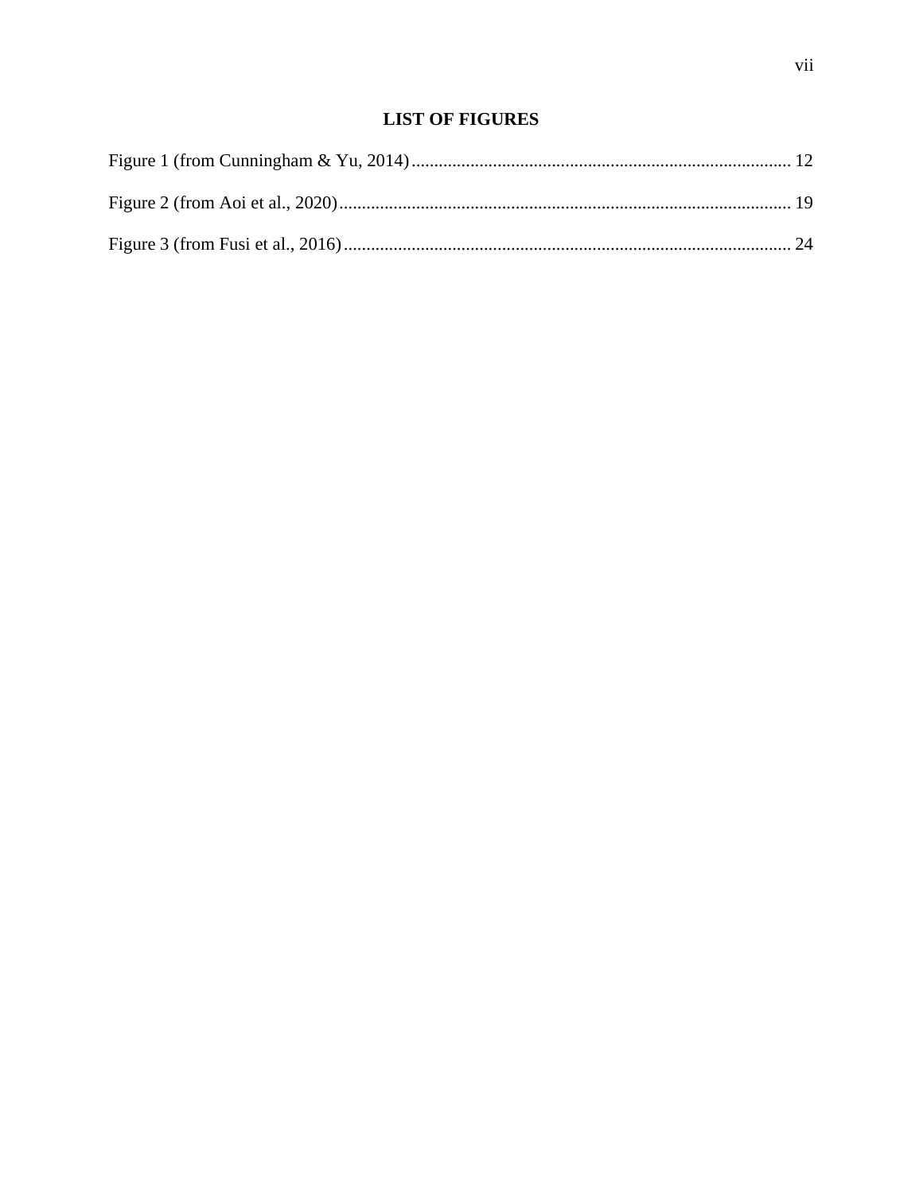# LIST OF FIGURES

Figure 1 (from Cunningham & Yu, 2014) .................................................................................... 12

Figure 2 (from Aoi et al., 2020) ..................................................................................................... 19

Figure 3 (from Fusi et al., 2016) .................................................................................................... 24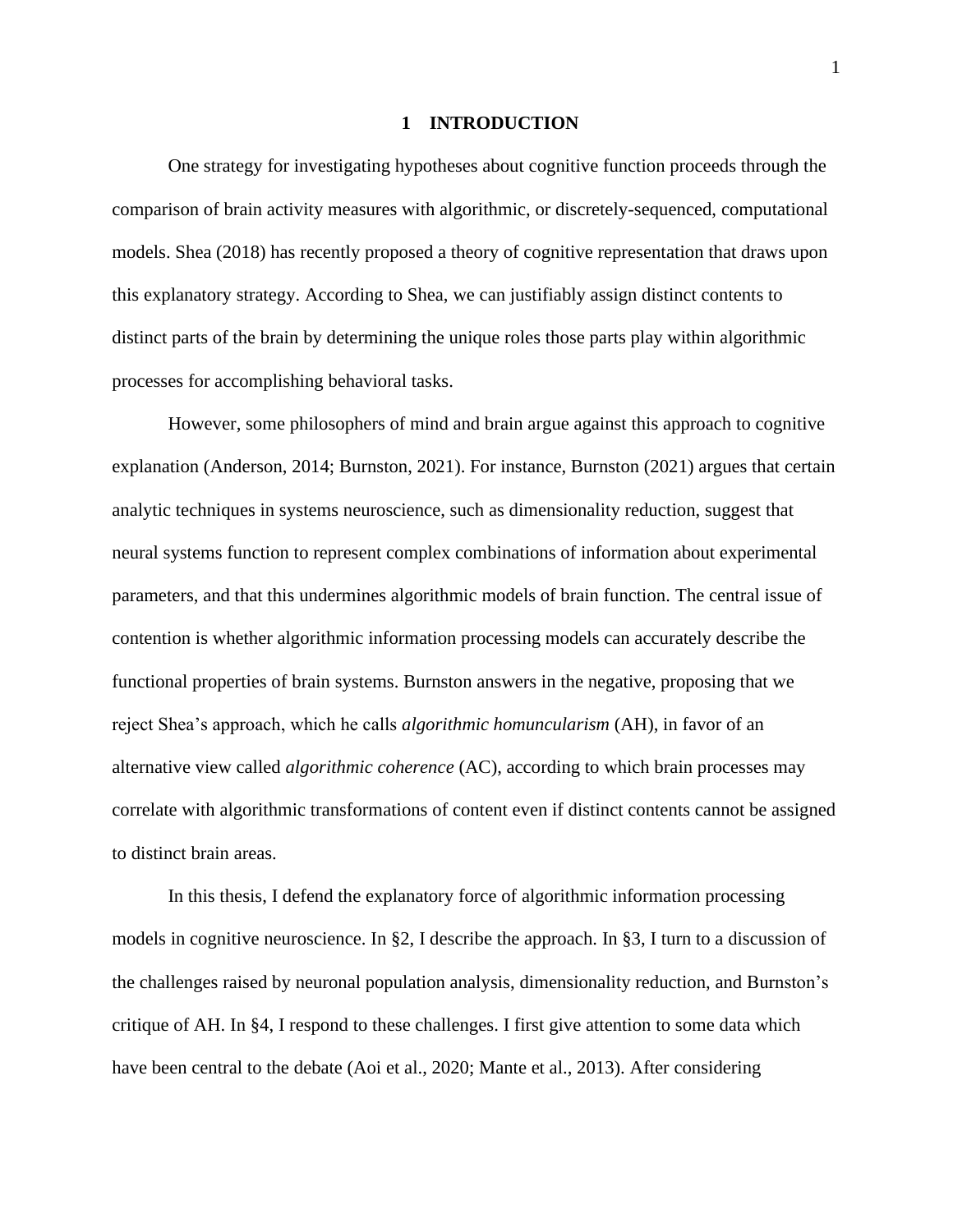# 1 INTRODUCTION

One strategy for investigating hypotheses about cognitive function proceeds through the comparison of brain activity measures with algorithmic, or discretely-sequenced, computational models. Shea (2018) has recently proposed a theory of cognitive representation that draws upon this explanatory strategy. According to Shea, we can justifiably assign distinct contents to distinct parts of the brain by determining the unique roles those parts play within algorithmic processes for accomplishing behavioral tasks.

However, some philosophers of mind and brain argue against this approach to cognitive explanation (Anderson, 2014; Burnston, 2021). For instance, Burnston (2021) argues that certain analytic techniques in systems neuroscience, such as dimensionality reduction, suggest that neural systems function to represent complex combinations of information about experimental parameters, and that this undermines algorithmic models of brain function. The central issue of contention is whether algorithmic information processing models can accurately describe the functional properties of brain systems. Burnston answers in the negative, proposing that we reject Shea's approach, which he calls *algorithmic homuncularism* (AH), in favor of an alternative view called *algorithmic coherence* (AC), according to which brain processes may correlate with algorithmic transformations of content even if distinct contents cannot be assigned to distinct brain areas.

In this thesis, I defend the explanatory force of algorithmic information processing models in cognitive neuroscience. In §2, I describe the approach. In §3, I turn to a discussion of the challenges raised by neuronal population analysis, dimensionality reduction, and Burnston's critique of AH. In §4, I respond to these challenges. I first give attention to some data which have been central to the debate (Aoi et al., 2020; Mante et al., 2013). After considering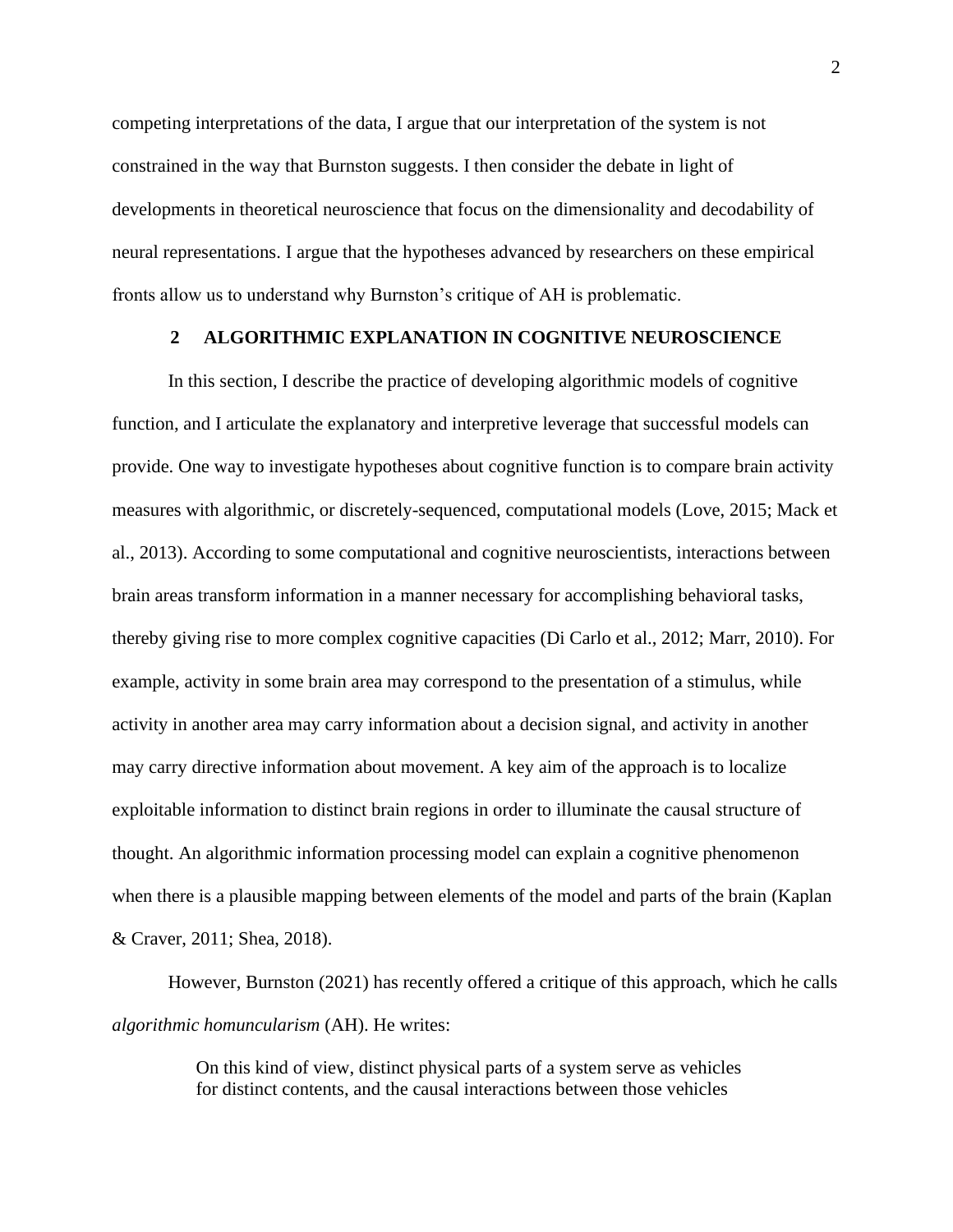competing interpretations of the data, I argue that our interpretation of the system is not constrained in the way that Burnston suggests. I then consider the debate in light of developments in theoretical neuroscience that focus on the dimensionality and decodability of neural representations. I argue that the hypotheses advanced by researchers on these empirical fronts allow us to understand why Burnston's critique of AH is problematic.

## 2 ALGORITHMIC EXPLANATION IN COGNITIVE NEUROSCIENCE

In this section, I describe the practice of developing algorithmic models of cognitive function, and I articulate the explanatory and interpretive leverage that successful models can provide. One way to investigate hypotheses about cognitive function is to compare brain activity measures with algorithmic, or discretely-sequenced, computational models (Love, 2015; Mack et al., 2013). According to some computational and cognitive neuroscientists, interactions between brain areas transform information in a manner necessary for accomplishing behavioral tasks, thereby giving rise to more complex cognitive capacities (Di Carlo et al., 2012; Marr, 2010). For example, activity in some brain area may correspond to the presentation of a stimulus, while activity in another area may carry information about a decision signal, and activity in another may carry directive information about movement. A key aim of the approach is to localize exploitable information to distinct brain regions in order to illuminate the causal structure of thought. An algorithmic information processing model can explain a cognitive phenomenon when there is a plausible mapping between elements of the model and parts of the brain (Kaplan & Craver, 2011; Shea, 2018).

However, Burnston (2021) has recently offered a critique of this approach, which he calls *algorithmic homuncularism* (AH). He writes:

> On this kind of view, distinct physical parts of a system serve as vehicles for distinct contents, and the causal interactions between those vehicles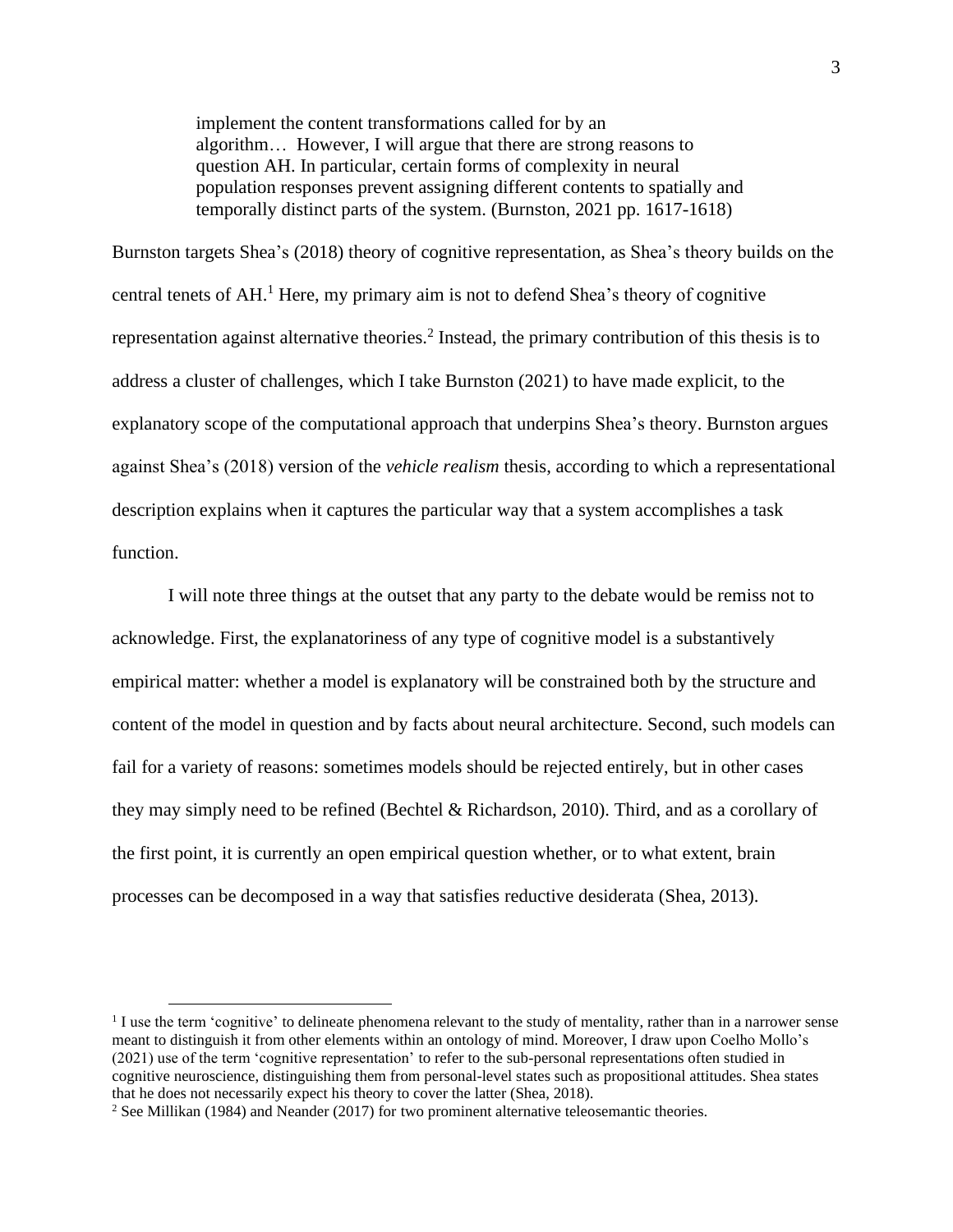> implement the content transformations called for by an algorithm… However, I will argue that there are strong reasons to question AH. In particular, certain forms of complexity in neural population responses prevent assigning different contents to spatially and temporally distinct parts of the system. (Burnston, 2021 pp. 1617-1618)

Burnston targets Shea's (2018) theory of cognitive representation, as Shea's theory builds on the central tenets of AH.[1] Here, my primary aim is not to defend Shea's theory of cognitive representation against alternative theories.[2] Instead, the primary contribution of this thesis is to address a cluster of challenges, which I take Burnston (2021) to have made explicit, to the explanatory scope of the computational approach that underpins Shea's theory. Burnston argues against Shea's (2018) version of the *vehicle realism* thesis, according to which a representational description explains when it captures the particular way that a system accomplishes a task function.

I will note three things at the outset that any party to the debate would be remiss not to acknowledge. First, the explanatoriness of any type of cognitive model is a substantively empirical matter: whether a model is explanatory will be constrained both by the structure and content of the model in question and by facts about neural architecture. Second, such models can fail for a variety of reasons: sometimes models should be rejected entirely, but in other cases they may simply need to be refined (Bechtel & Richardson, 2010). Third, and as a corollary of the first point, it is currently an open empirical question whether, or to what extent, brain processes can be decomposed in a way that satisfies reductive desiderata (Shea, 2013).

[1] I use the term 'cognitive' to delineate phenomena relevant to the study of mentality, rather than in a narrower sense meant to distinguish it from other elements within an ontology of mind. Moreover, I draw upon Coelho Mollo's (2021) use of the term 'cognitive representation' to refer to the sub-personal representations often studied in cognitive neuroscience, distinguishing them from personal-level states such as propositional attitudes. Shea states that he does not necessarily expect his theory to cover the latter (Shea, 2018).

[2] See Millikan (1984) and Neander (2017) for two prominent alternative teleosemantic theories.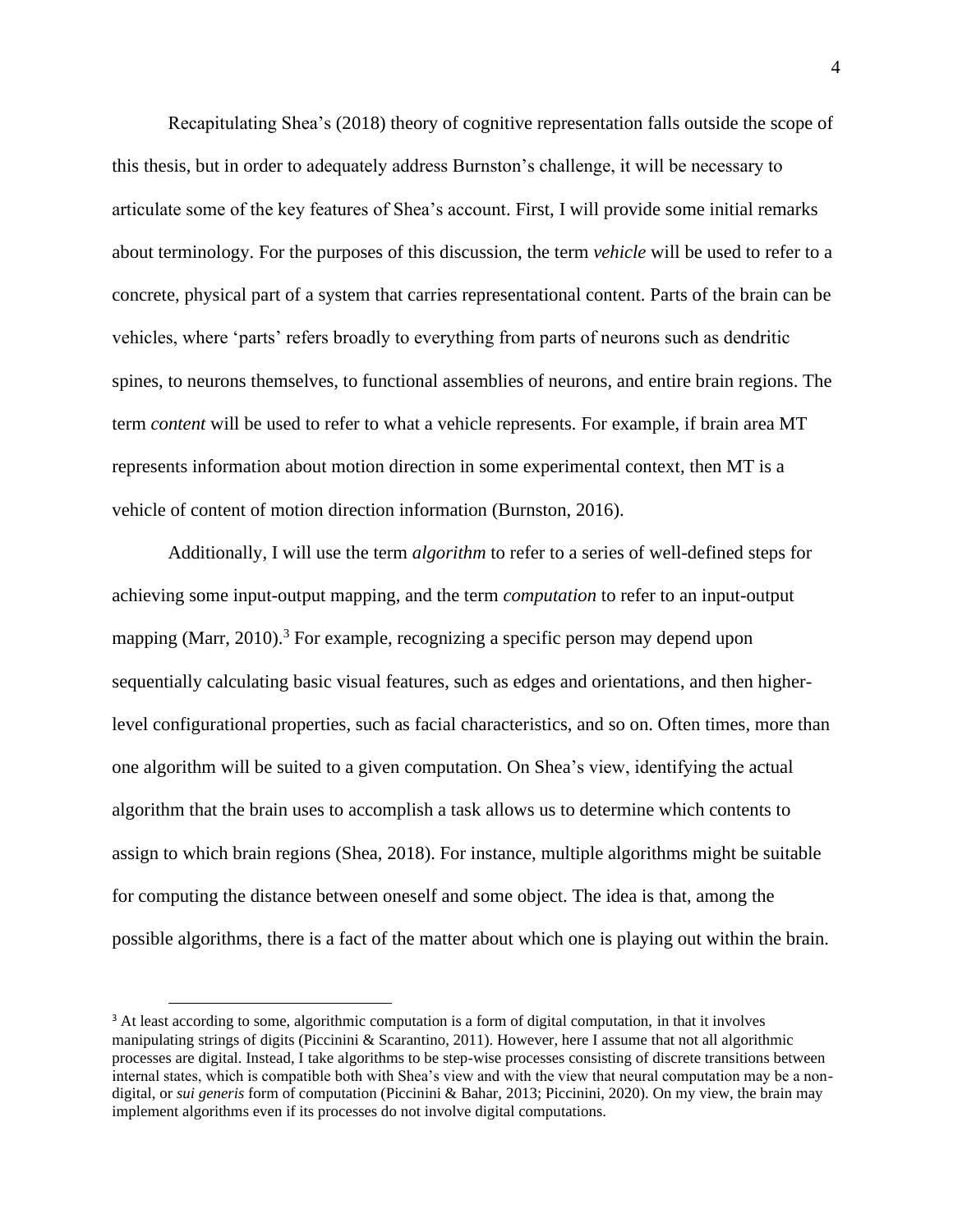Recapitulating Shea's (2018) theory of cognitive representation falls outside the scope of this thesis, but in order to adequately address Burnston's challenge, it will be necessary to articulate some of the key features of Shea's account. First, I will provide some initial remarks about terminology. For the purposes of this discussion, the term *vehicle* will be used to refer to a concrete, physical part of a system that carries representational content. Parts of the brain can be vehicles, where 'parts' refers broadly to everything from parts of neurons such as dendritic spines, to neurons themselves, to functional assemblies of neurons, and entire brain regions. The term *content* will be used to refer to what a vehicle represents. For example, if brain area MT represents information about motion direction in some experimental context, then MT is a vehicle of content of motion direction information (Burnston, 2016).

Additionally, I will use the term *algorithm* to refer to a series of well-defined steps for achieving some input-output mapping, and the term *computation* to refer to an input-output mapping (Marr, 2010).[3] For example, recognizing a specific person may depend upon sequentially calculating basic visual features, such as edges and orientations, and then higher-level configurational properties, such as facial characteristics, and so on. Often times, more than one algorithm will be suited to a given computation. On Shea's view, identifying the actual algorithm that the brain uses to accomplish a task allows us to determine which contents to assign to which brain regions (Shea, 2018). For instance, multiple algorithms might be suitable for computing the distance between oneself and some object. The idea is that, among the possible algorithms, there is a fact of the matter about which one is playing out within the brain.

[3] At least according to some, algorithmic computation is a form of digital computation, in that it involves manipulating strings of digits (Piccinini & Scarantino, 2011). However, here I assume that not all algorithmic processes are digital. Instead, I take algorithms to be step-wise processes consisting of discrete transitions between internal states, which is compatible both with Shea's view and with the view that neural computation may be a non-digital, or *sui generis* form of computation (Piccinini & Bahar, 2013; Piccinini, 2020). On my view, the brain may implement algorithms even if its processes do not involve digital computations.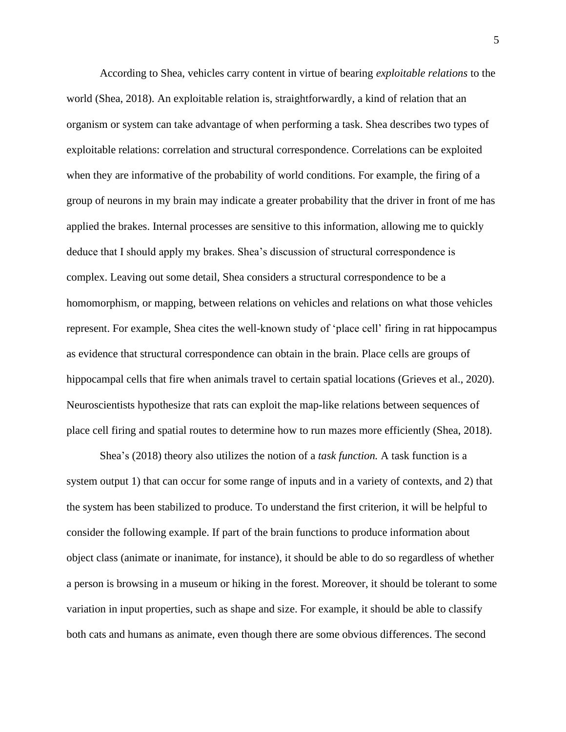According to Shea, vehicles carry content in virtue of bearing *exploitable relations* to the world (Shea, 2018). An exploitable relation is, straightforwardly, a kind of relation that an organism or system can take advantage of when performing a task. Shea describes two types of exploitable relations: correlation and structural correspondence. Correlations can be exploited when they are informative of the probability of world conditions. For example, the firing of a group of neurons in my brain may indicate a greater probability that the driver in front of me has applied the brakes. Internal processes are sensitive to this information, allowing me to quickly deduce that I should apply my brakes. Shea's discussion of structural correspondence is complex. Leaving out some detail, Shea considers a structural correspondence to be a homomorphism, or mapping, between relations on vehicles and relations on what those vehicles represent. For example, Shea cites the well-known study of 'place cell' firing in rat hippocampus as evidence that structural correspondence can obtain in the brain. Place cells are groups of hippocampal cells that fire when animals travel to certain spatial locations (Grieves et al., 2020). Neuroscientists hypothesize that rats can exploit the map-like relations between sequences of place cell firing and spatial routes to determine how to run mazes more efficiently (Shea, 2018).

Shea's (2018) theory also utilizes the notion of a *task function.* A task function is a system output 1) that can occur for some range of inputs and in a variety of contexts, and 2) that the system has been stabilized to produce. To understand the first criterion, it will be helpful to consider the following example. If part of the brain functions to produce information about object class (animate or inanimate, for instance), it should be able to do so regardless of whether a person is browsing in a museum or hiking in the forest. Moreover, it should be tolerant to some variation in input properties, such as shape and size. For example, it should be able to classify both cats and humans as animate, even though there are some obvious differences. The second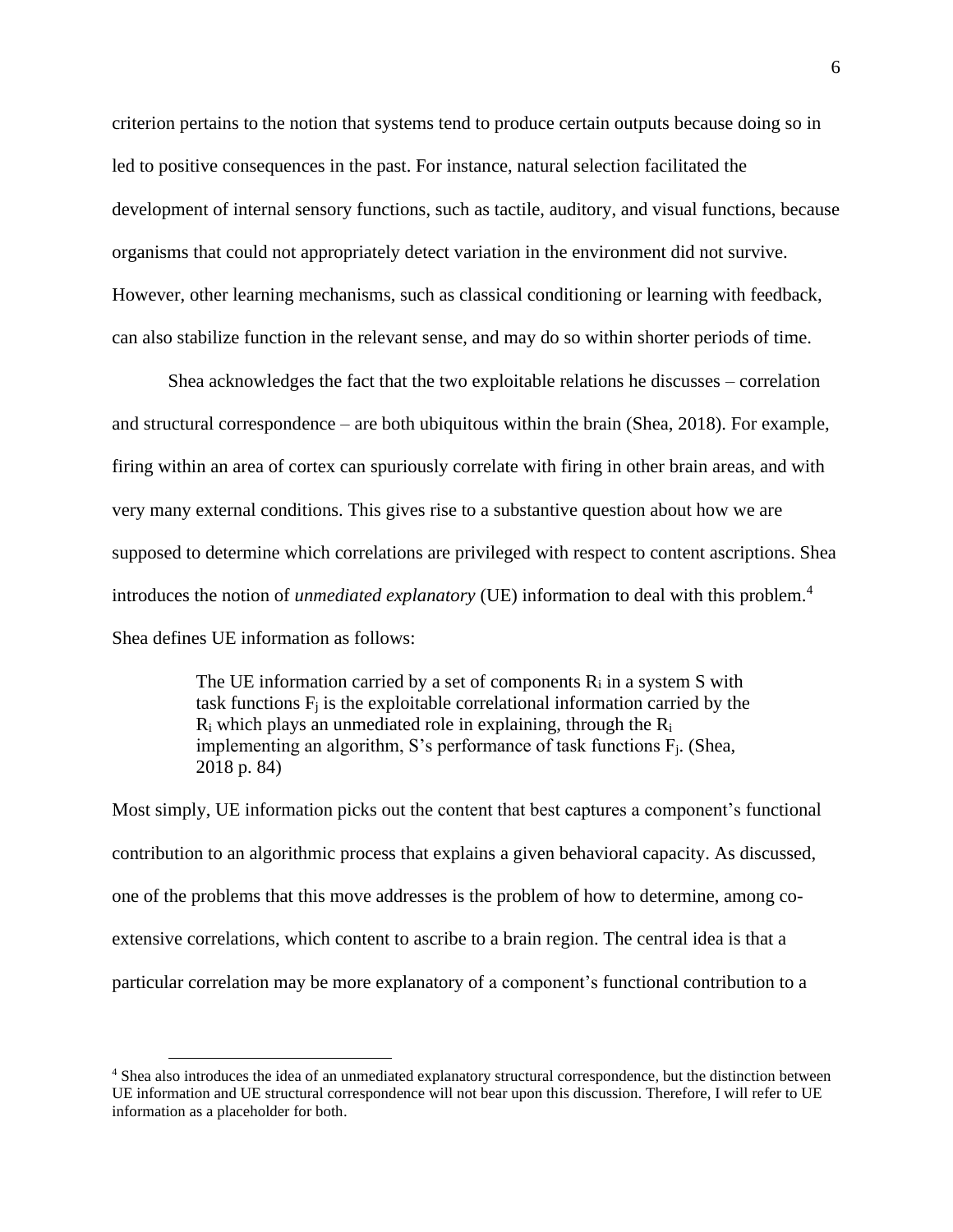criterion pertains to the notion that systems tend to produce certain outputs because doing so in led to positive consequences in the past. For instance, natural selection facilitated the development of internal sensory functions, such as tactile, auditory, and visual functions, because organisms that could not appropriately detect variation in the environment did not survive. However, other learning mechanisms, such as classical conditioning or learning with feedback, can also stabilize function in the relevant sense, and may do so within shorter periods of time.

Shea acknowledges the fact that the two exploitable relations he discusses – correlation and structural correspondence – are both ubiquitous within the brain (Shea, 2018). For example, firing within an area of cortex can spuriously correlate with firing in other brain areas, and with very many external conditions. This gives rise to a substantive question about how we are supposed to determine which correlations are privileged with respect to content ascriptions. Shea introduces the notion of *unmediated explanatory* (UE) information to deal with this problem.[4] Shea defines UE information as follows:

> The UE information carried by a set of components $R_i$ in a system S with task functions $F_j$ is the exploitable correlational information carried by the $R_i$ which plays an unmediated role in explaining, through the $R_i$ implementing an algorithm, S's performance of task functions $F_j$. (Shea, 2018 p. 84)

Most simply, UE information picks out the content that best captures a component's functional contribution to an algorithmic process that explains a given behavioral capacity. As discussed, one of the problems that this move addresses is the problem of how to determine, among co-extensive correlations, which content to ascribe to a brain region. The central idea is that a particular correlation may be more explanatory of a component's functional contribution to a

[4] Shea also introduces the idea of an unmediated explanatory structural correspondence, but the distinction between UE information and UE structural correspondence will not bear upon this discussion. Therefore, I will refer to UE information as a placeholder for both.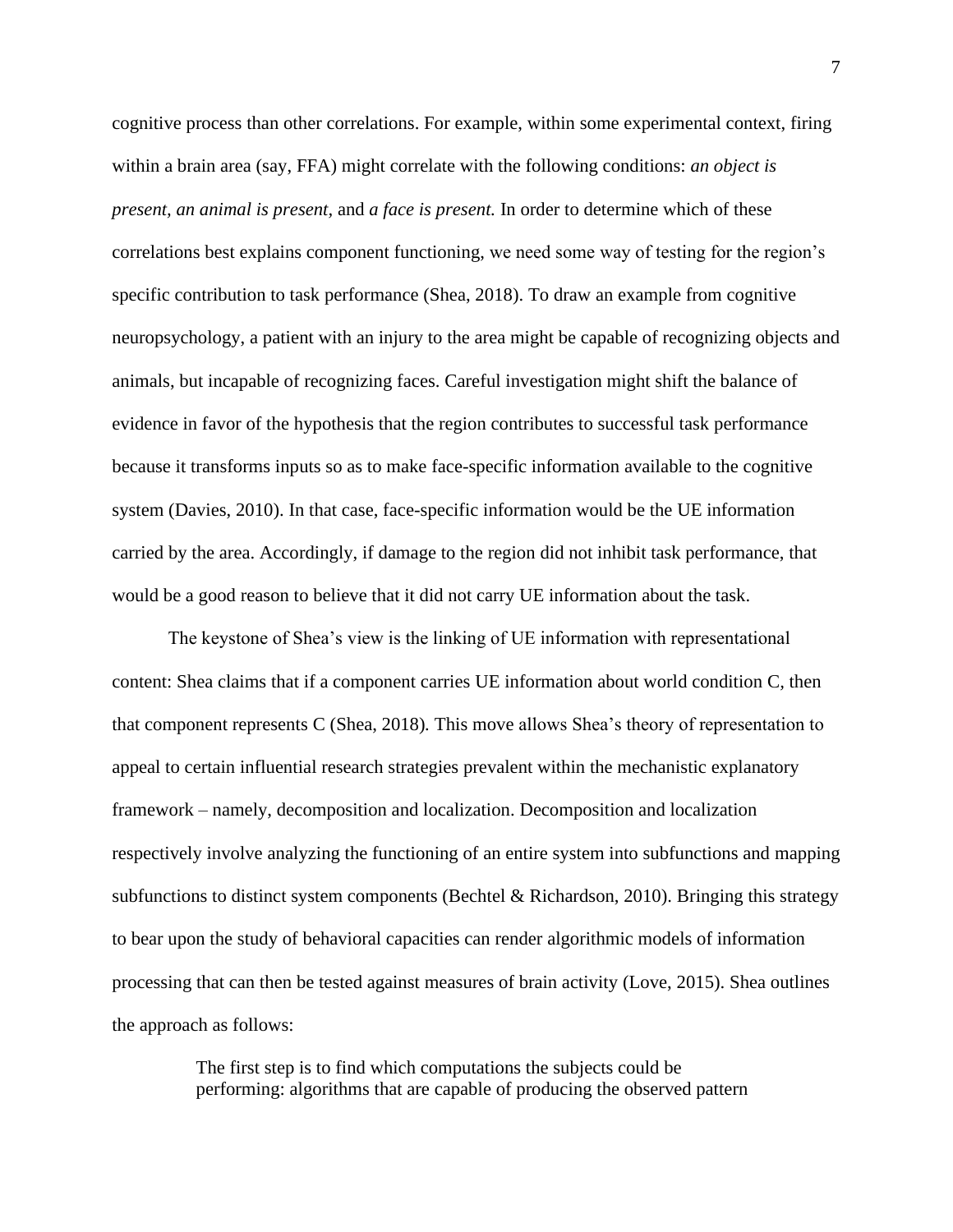cognitive process than other correlations. For example, within some experimental context, firing within a brain area (say, FFA) might correlate with the following conditions: *an object is present*, *an animal is present*, and *a face is present.* In order to determine which of these correlations best explains component functioning, we need some way of testing for the region's specific contribution to task performance (Shea, 2018). To draw an example from cognitive neuropsychology, a patient with an injury to the area might be capable of recognizing objects and animals, but incapable of recognizing faces. Careful investigation might shift the balance of evidence in favor of the hypothesis that the region contributes to successful task performance because it transforms inputs so as to make face-specific information available to the cognitive system (Davies, 2010). In that case, face-specific information would be the UE information carried by the area. Accordingly, if damage to the region did not inhibit task performance, that would be a good reason to believe that it did not carry UE information about the task.

The keystone of Shea's view is the linking of UE information with representational content: Shea claims that if a component carries UE information about world condition C, then that component represents C (Shea, 2018). This move allows Shea's theory of representation to appeal to certain influential research strategies prevalent within the mechanistic explanatory framework – namely, decomposition and localization. Decomposition and localization respectively involve analyzing the functioning of an entire system into subfunctions and mapping subfunctions to distinct system components (Bechtel & Richardson, 2010). Bringing this strategy to bear upon the study of behavioral capacities can render algorithmic models of information processing that can then be tested against measures of brain activity (Love, 2015). Shea outlines the approach as follows:

> The first step is to find which computations the subjects could be performing: algorithms that are capable of producing the observed pattern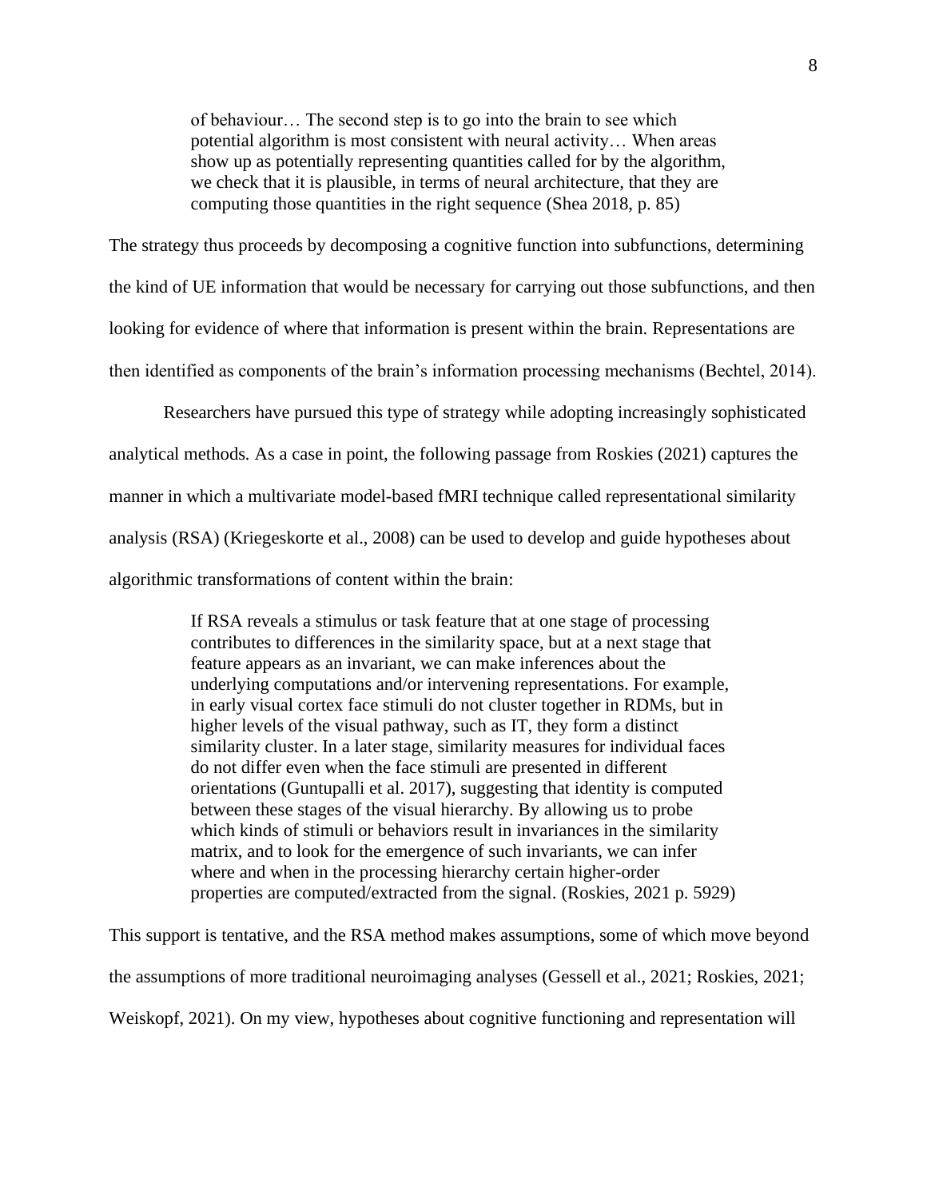> of behaviour… The second step is to go into the brain to see which potential algorithm is most consistent with neural activity… When areas show up as potentially representing quantities called for by the algorithm, we check that it is plausible, in terms of neural architecture, that they are computing those quantities in the right sequence (Shea 2018, p. 85)

The strategy thus proceeds by decomposing a cognitive function into subfunctions, determining the kind of UE information that would be necessary for carrying out those subfunctions, and then looking for evidence of where that information is present within the brain. Representations are then identified as components of the brain's information processing mechanisms (Bechtel, 2014).

Researchers have pursued this type of strategy while adopting increasingly sophisticated analytical methods. As a case in point, the following passage from Roskies (2021) captures the manner in which a multivariate model-based fMRI technique called representational similarity analysis (RSA) (Kriegeskorte et al., 2008) can be used to develop and guide hypotheses about algorithmic transformations of content within the brain:

> If RSA reveals a stimulus or task feature that at one stage of processing contributes to differences in the similarity space, but at a next stage that feature appears as an invariant, we can make inferences about the underlying computations and/or intervening representations. For example, in early visual cortex face stimuli do not cluster together in RDMs, but in higher levels of the visual pathway, such as IT, they form a distinct similarity cluster. In a later stage, similarity measures for individual faces do not differ even when the face stimuli are presented in different orientations (Guntupalli et al. 2017), suggesting that identity is computed between these stages of the visual hierarchy. By allowing us to probe which kinds of stimuli or behaviors result in invariances in the similarity matrix, and to look for the emergence of such invariants, we can infer where and when in the processing hierarchy certain higher-order properties are computed/extracted from the signal. (Roskies, 2021 p. 5929)

This support is tentative, and the RSA method makes assumptions, some of which move beyond the assumptions of more traditional neuroimaging analyses (Gessell et al., 2021; Roskies, 2021; Weiskopf, 2021). On my view, hypotheses about cognitive functioning and representation will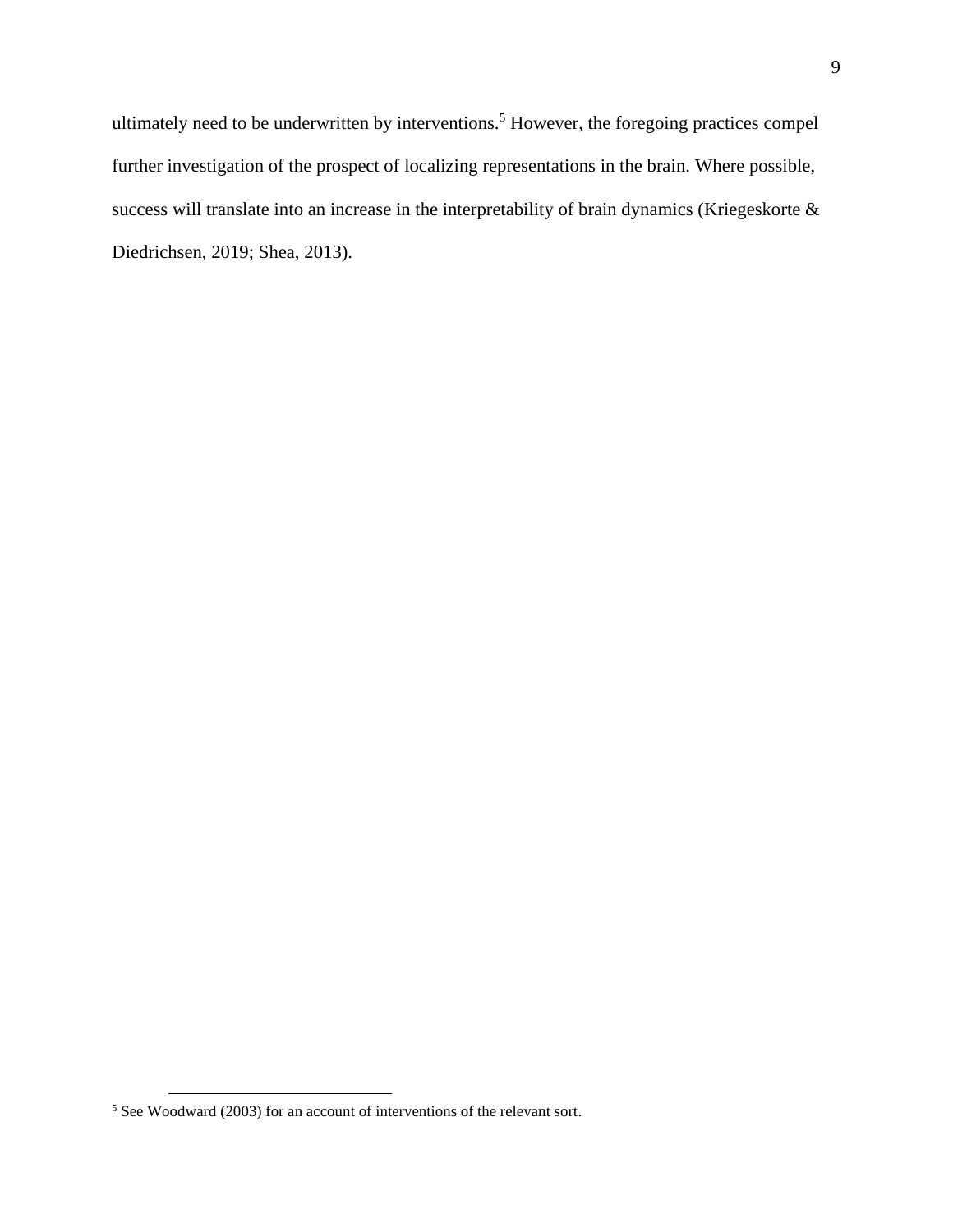ultimately need to be underwritten by interventions.[5] However, the foregoing practices compel further investigation of the prospect of localizing representations in the brain. Where possible, success will translate into an increase in the interpretability of brain dynamics (Kriegeskorte & Diedrichsen, 2019; Shea, 2013).

---

[5] See Woodward (2003) for an account of interventions of the relevant sort.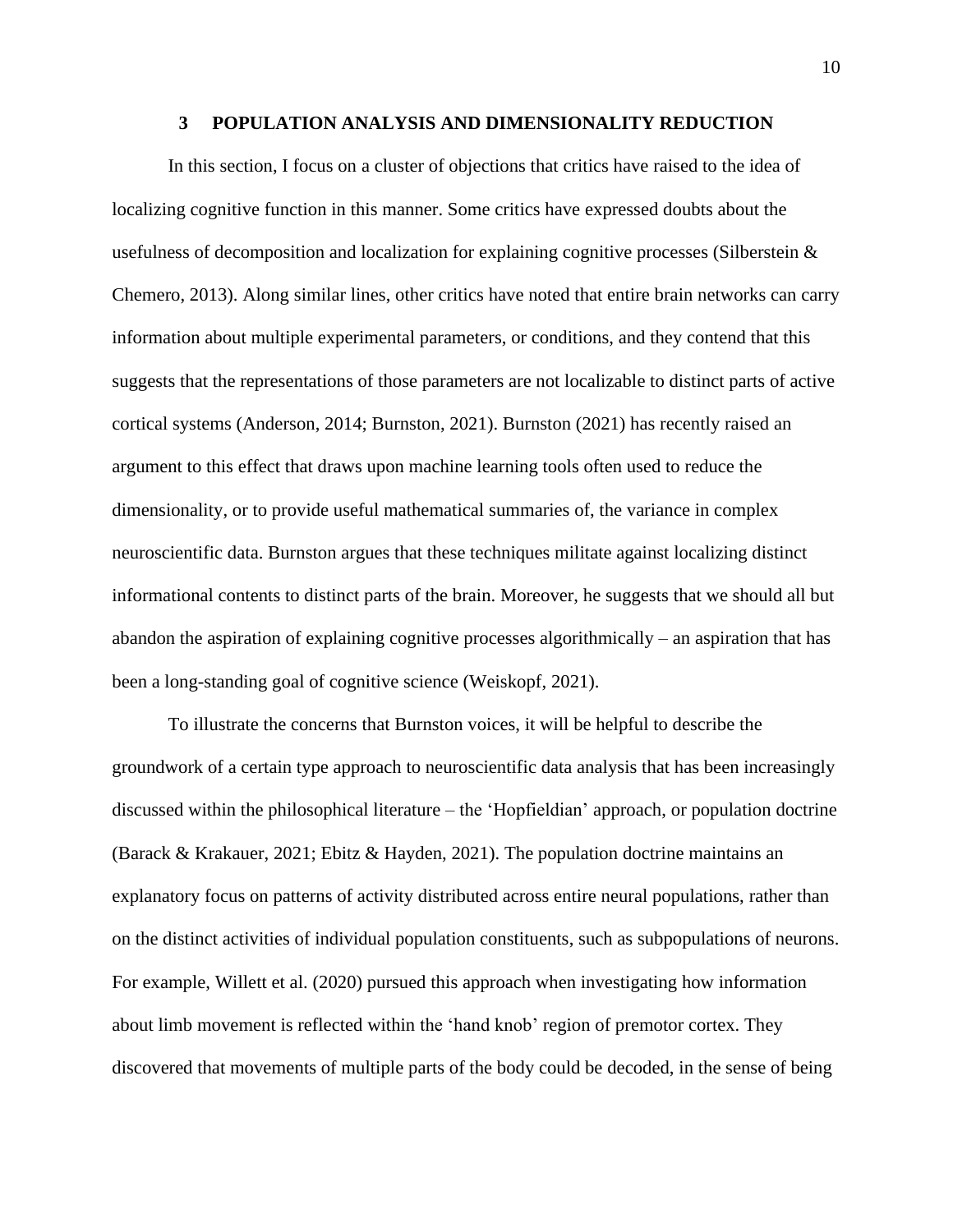## 3 POPULATION ANALYSIS AND DIMENSIONALITY REDUCTION

In this section, I focus on a cluster of objections that critics have raised to the idea of localizing cognitive function in this manner. Some critics have expressed doubts about the usefulness of decomposition and localization for explaining cognitive processes (Silberstein & Chemero, 2013). Along similar lines, other critics have noted that entire brain networks can carry information about multiple experimental parameters, or conditions, and they contend that this suggests that the representations of those parameters are not localizable to distinct parts of active cortical systems (Anderson, 2014; Burnston, 2021). Burnston (2021) has recently raised an argument to this effect that draws upon machine learning tools often used to reduce the dimensionality, or to provide useful mathematical summaries of, the variance in complex neuroscientific data. Burnston argues that these techniques militate against localizing distinct informational contents to distinct parts of the brain. Moreover, he suggests that we should all but abandon the aspiration of explaining cognitive processes algorithmically – an aspiration that has been a long-standing goal of cognitive science (Weiskopf, 2021).

To illustrate the concerns that Burnston voices, it will be helpful to describe the groundwork of a certain type approach to neuroscientific data analysis that has been increasingly discussed within the philosophical literature – the 'Hopfieldian' approach, or population doctrine (Barack & Krakauer, 2021; Ebitz & Hayden, 2021). The population doctrine maintains an explanatory focus on patterns of activity distributed across entire neural populations, rather than on the distinct activities of individual population constituents, such as subpopulations of neurons. For example, Willett et al. (2020) pursued this approach when investigating how information about limb movement is reflected within the 'hand knob' region of premotor cortex. They discovered that movements of multiple parts of the body could be decoded, in the sense of being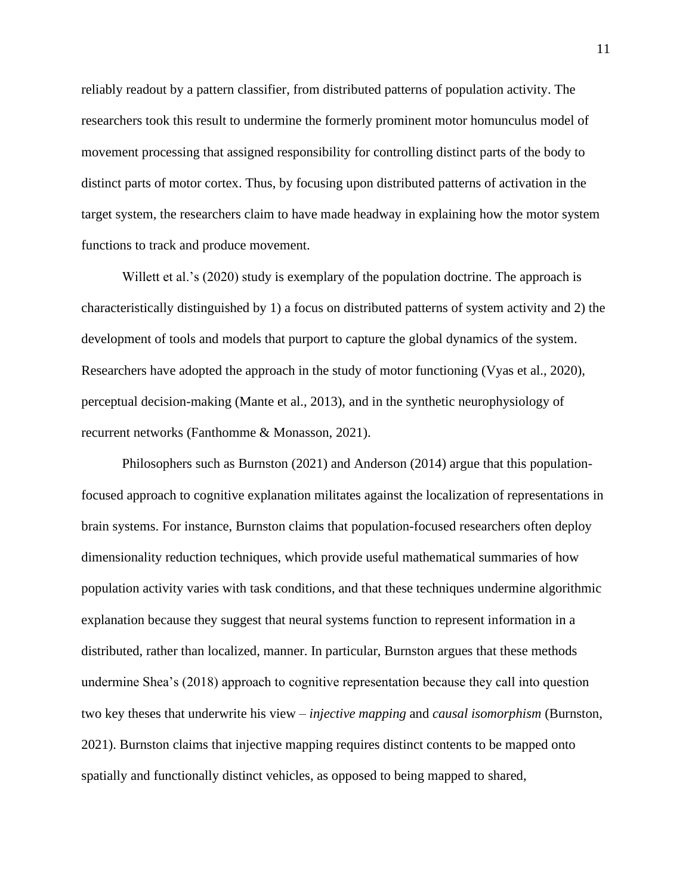reliably readout by a pattern classifier, from distributed patterns of population activity. The researchers took this result to undermine the formerly prominent motor homunculus model of movement processing that assigned responsibility for controlling distinct parts of the body to distinct parts of motor cortex. Thus, by focusing upon distributed patterns of activation in the target system, the researchers claim to have made headway in explaining how the motor system functions to track and produce movement.

Willett et al.'s (2020) study is exemplary of the population doctrine. The approach is characteristically distinguished by 1) a focus on distributed patterns of system activity and 2) the development of tools and models that purport to capture the global dynamics of the system. Researchers have adopted the approach in the study of motor functioning (Vyas et al., 2020), perceptual decision-making (Mante et al., 2013), and in the synthetic neurophysiology of recurrent networks (Fanthomme & Monasson, 2021).

Philosophers such as Burnston (2021) and Anderson (2014) argue that this population-focused approach to cognitive explanation militates against the localization of representations in brain systems. For instance, Burnston claims that population-focused researchers often deploy dimensionality reduction techniques, which provide useful mathematical summaries of how population activity varies with task conditions, and that these techniques undermine algorithmic explanation because they suggest that neural systems function to represent information in a distributed, rather than localized, manner. In particular, Burnston argues that these methods undermine Shea's (2018) approach to cognitive representation because they call into question two key theses that underwrite his view – *injective mapping* and *causal isomorphism* (Burnston, 2021). Burnston claims that injective mapping requires distinct contents to be mapped onto spatially and functionally distinct vehicles, as opposed to being mapped to shared,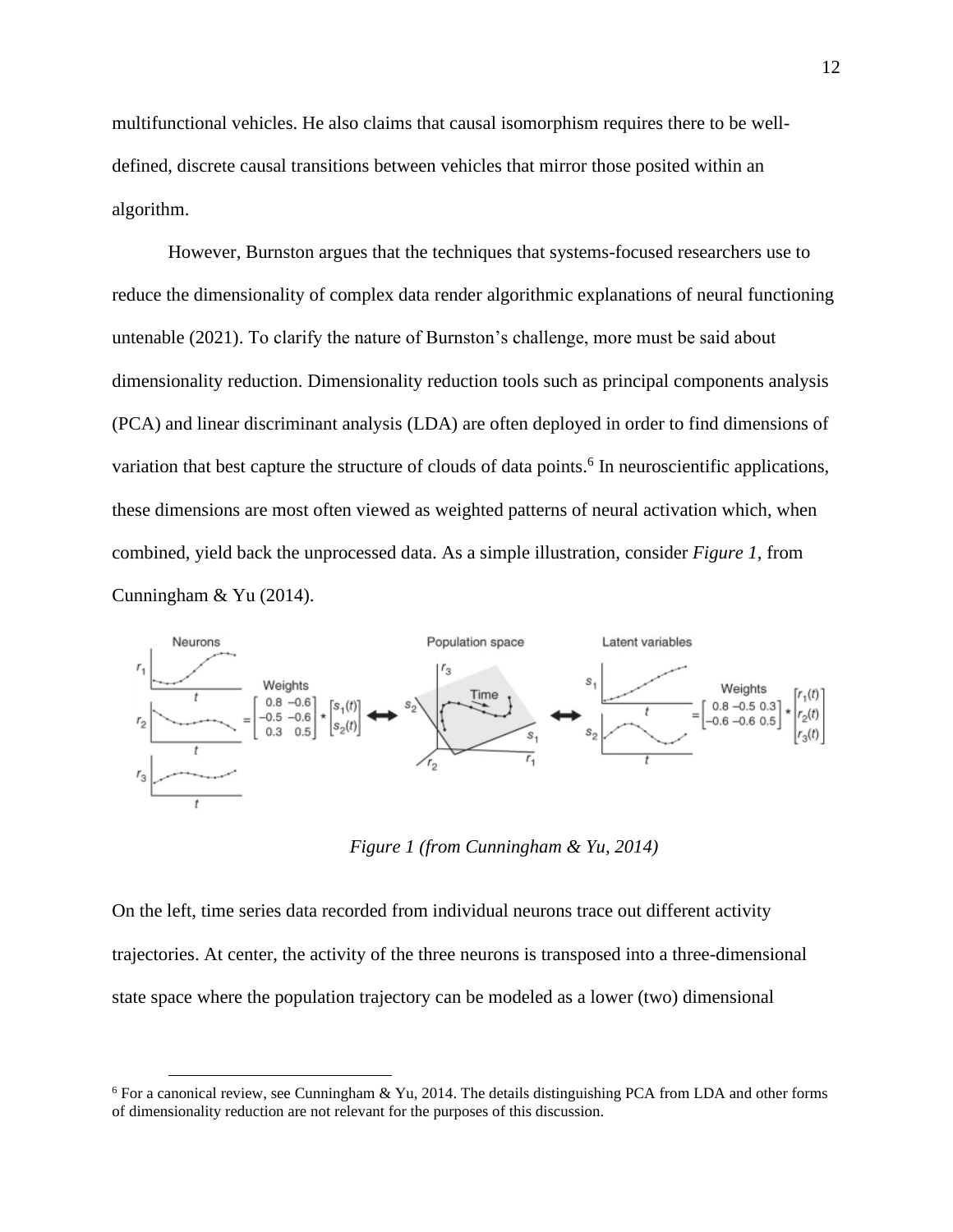multifunctional vehicles. He also claims that causal isomorphism requires there to be well-defined, discrete causal transitions between vehicles that mirror those posited within an algorithm.

However, Burnston argues that the techniques that systems-focused researchers use to reduce the dimensionality of complex data render algorithmic explanations of neural functioning untenable (2021). To clarify the nature of Burnston's challenge, more must be said about dimensionality reduction. Dimensionality reduction tools such as principal components analysis (PCA) and linear discriminant analysis (LDA) are often deployed in order to find dimensions of variation that best capture the structure of clouds of data points.[6] In neuroscientific applications, these dimensions are most often viewed as weighted patterns of neural activation which, when combined, yield back the unprocessed data. As a simple illustration, consider *Figure 1,* from Cunningham & Yu (2014).

*Figure 1 (from Cunningham & Yu, 2014)*

On the left, time series data recorded from individual neurons trace out different activity trajectories. At center, the activity of the three neurons is transposed into a three-dimensional state space where the population trajectory can be modeled as a lower (two) dimensional

[6] For a canonical review, see Cunningham & Yu, 2014. The details distinguishing PCA from LDA and other forms of dimensionality reduction are not relevant for the purposes of this discussion.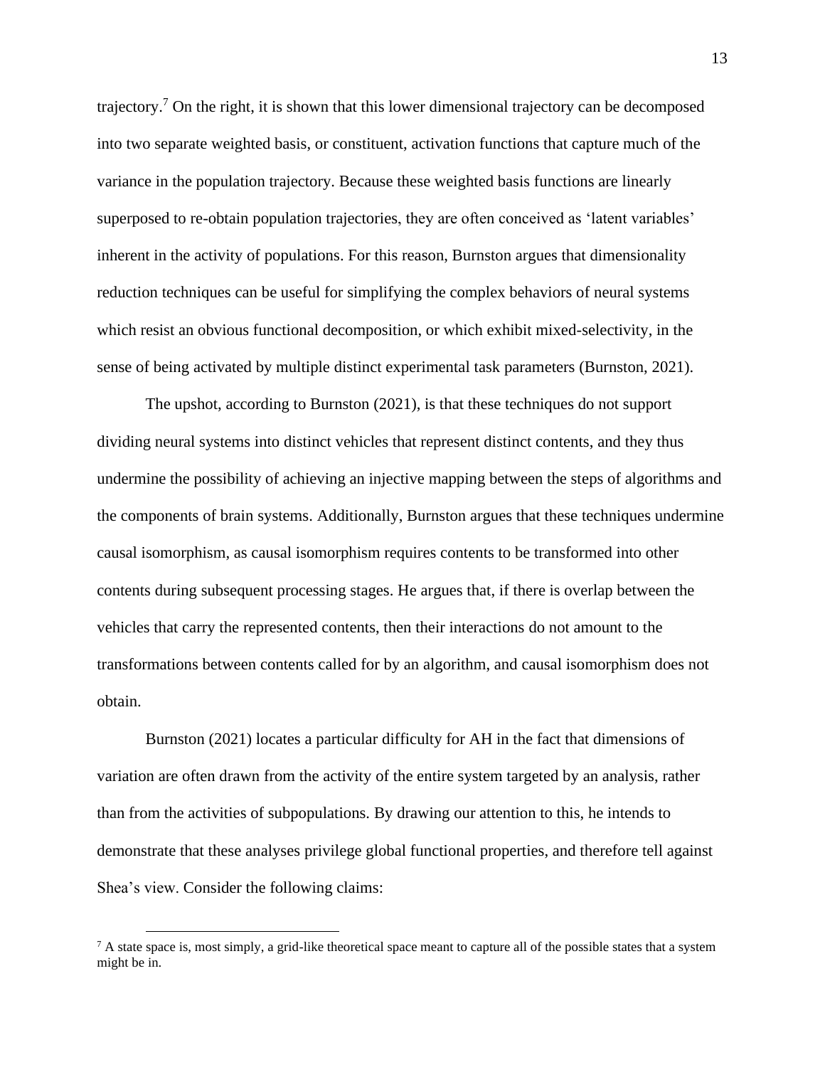trajectory.[7] On the right, it is shown that this lower dimensional trajectory can be decomposed into two separate weighted basis, or constituent, activation functions that capture much of the variance in the population trajectory. Because these weighted basis functions are linearly superposed to re-obtain population trajectories, they are often conceived as 'latent variables' inherent in the activity of populations. For this reason, Burnston argues that dimensionality reduction techniques can be useful for simplifying the complex behaviors of neural systems which resist an obvious functional decomposition, or which exhibit mixed-selectivity, in the sense of being activated by multiple distinct experimental task parameters (Burnston, 2021).

The upshot, according to Burnston (2021), is that these techniques do not support dividing neural systems into distinct vehicles that represent distinct contents, and they thus undermine the possibility of achieving an injective mapping between the steps of algorithms and the components of brain systems. Additionally, Burnston argues that these techniques undermine causal isomorphism, as causal isomorphism requires contents to be transformed into other contents during subsequent processing stages. He argues that, if there is overlap between the vehicles that carry the represented contents, then their interactions do not amount to the transformations between contents called for by an algorithm, and causal isomorphism does not obtain.

Burnston (2021) locates a particular difficulty for AH in the fact that dimensions of variation are often drawn from the activity of the entire system targeted by an analysis, rather than from the activities of subpopulations. By drawing our attention to this, he intends to demonstrate that these analyses privilege global functional properties, and therefore tell against Shea's view. Consider the following claims:

[7] A state space is, most simply, a grid-like theoretical space meant to capture all of the possible states that a system might be in.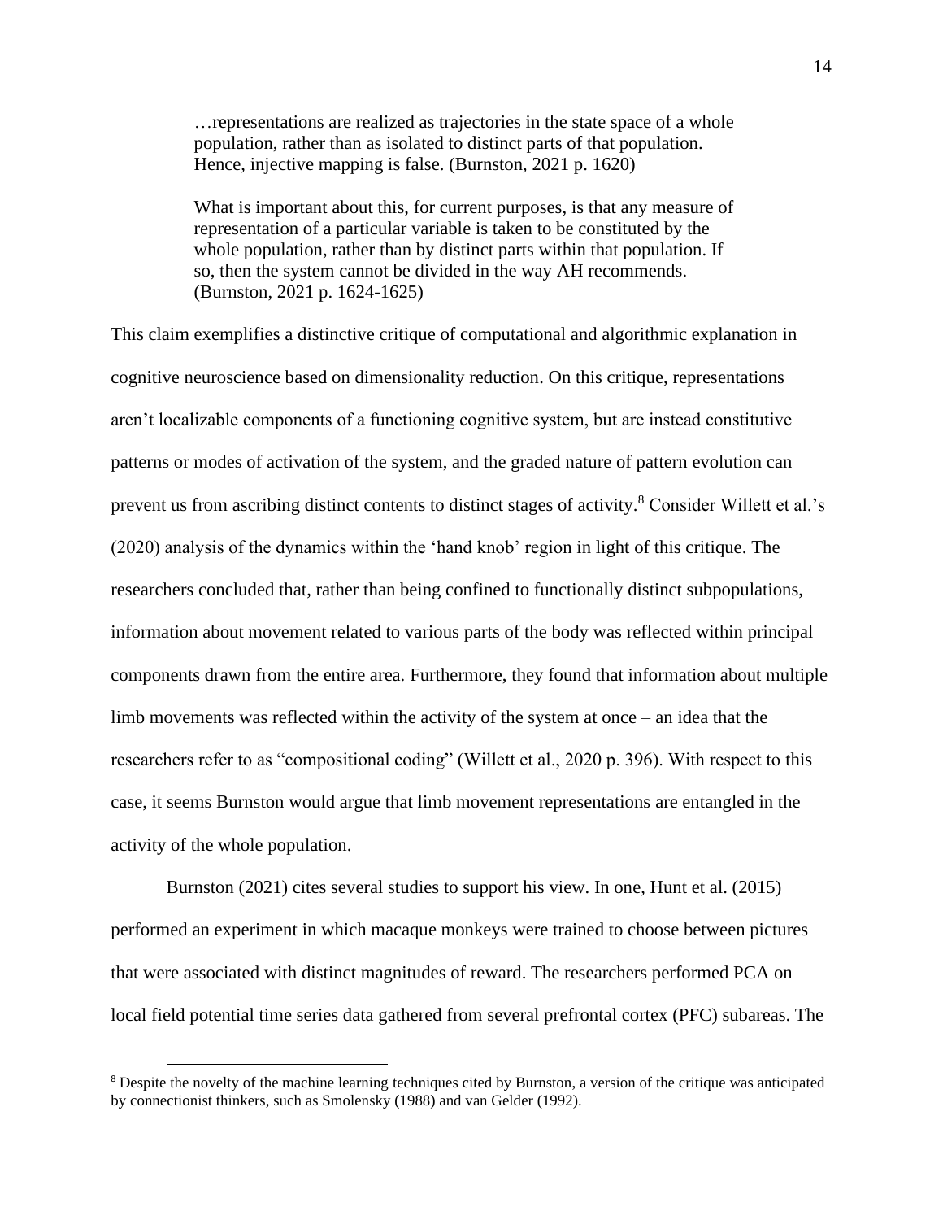> …representations are realized as trajectories in the state space of a whole population, rather than as isolated to distinct parts of that population. Hence, injective mapping is false. (Burnston, 2021 p. 1620)

> What is important about this, for current purposes, is that any measure of representation of a particular variable is taken to be constituted by the whole population, rather than by distinct parts within that population. If so, then the system cannot be divided in the way AH recommends. (Burnston, 2021 p. 1624-1625)

This claim exemplifies a distinctive critique of computational and algorithmic explanation in cognitive neuroscience based on dimensionality reduction. On this critique, representations aren't localizable components of a functioning cognitive system, but are instead constitutive patterns or modes of activation of the system, and the graded nature of pattern evolution can prevent us from ascribing distinct contents to distinct stages of activity.[8] Consider Willett et al.'s (2020) analysis of the dynamics within the 'hand knob' region in light of this critique. The researchers concluded that, rather than being confined to functionally distinct subpopulations, information about movement related to various parts of the body was reflected within principal components drawn from the entire area. Furthermore, they found that information about multiple limb movements was reflected within the activity of the system at once – an idea that the researchers refer to as "compositional coding" (Willett et al., 2020 p. 396). With respect to this case, it seems Burnston would argue that limb movement representations are entangled in the activity of the whole population.

Burnston (2021) cites several studies to support his view. In one, Hunt et al. (2015) performed an experiment in which macaque monkeys were trained to choose between pictures that were associated with distinct magnitudes of reward. The researchers performed PCA on local field potential time series data gathered from several prefrontal cortex (PFC) subareas. The

[8] Despite the novelty of the machine learning techniques cited by Burnston, a version of the critique was anticipated by connectionist thinkers, such as Smolensky (1988) and van Gelder (1992).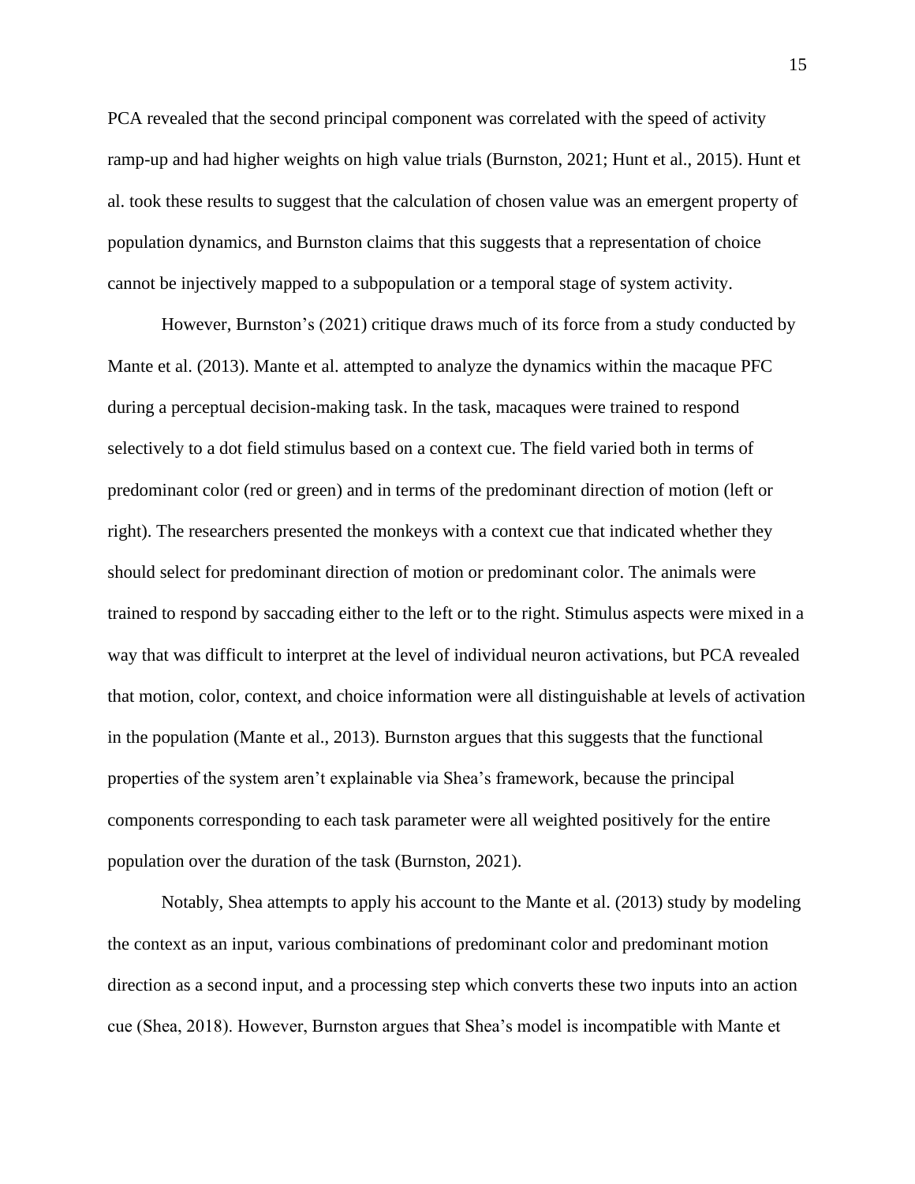PCA revealed that the second principal component was correlated with the speed of activity ramp-up and had higher weights on high value trials (Burnston, 2021; Hunt et al., 2015). Hunt et al. took these results to suggest that the calculation of chosen value was an emergent property of population dynamics, and Burnston claims that this suggests that a representation of choice cannot be injectively mapped to a subpopulation or a temporal stage of system activity.

However, Burnston's (2021) critique draws much of its force from a study conducted by Mante et al. (2013). Mante et al. attempted to analyze the dynamics within the macaque PFC during a perceptual decision-making task. In the task, macaques were trained to respond selectively to a dot field stimulus based on a context cue. The field varied both in terms of predominant color (red or green) and in terms of the predominant direction of motion (left or right). The researchers presented the monkeys with a context cue that indicated whether they should select for predominant direction of motion or predominant color. The animals were trained to respond by saccading either to the left or to the right. Stimulus aspects were mixed in a way that was difficult to interpret at the level of individual neuron activations, but PCA revealed that motion, color, context, and choice information were all distinguishable at levels of activation in the population (Mante et al., 2013). Burnston argues that this suggests that the functional properties of the system aren't explainable via Shea's framework, because the principal components corresponding to each task parameter were all weighted positively for the entire population over the duration of the task (Burnston, 2021).

Notably, Shea attempts to apply his account to the Mante et al. (2013) study by modeling the context as an input, various combinations of predominant color and predominant motion direction as a second input, and a processing step which converts these two inputs into an action cue (Shea, 2018). However, Burnston argues that Shea's model is incompatible with Mante et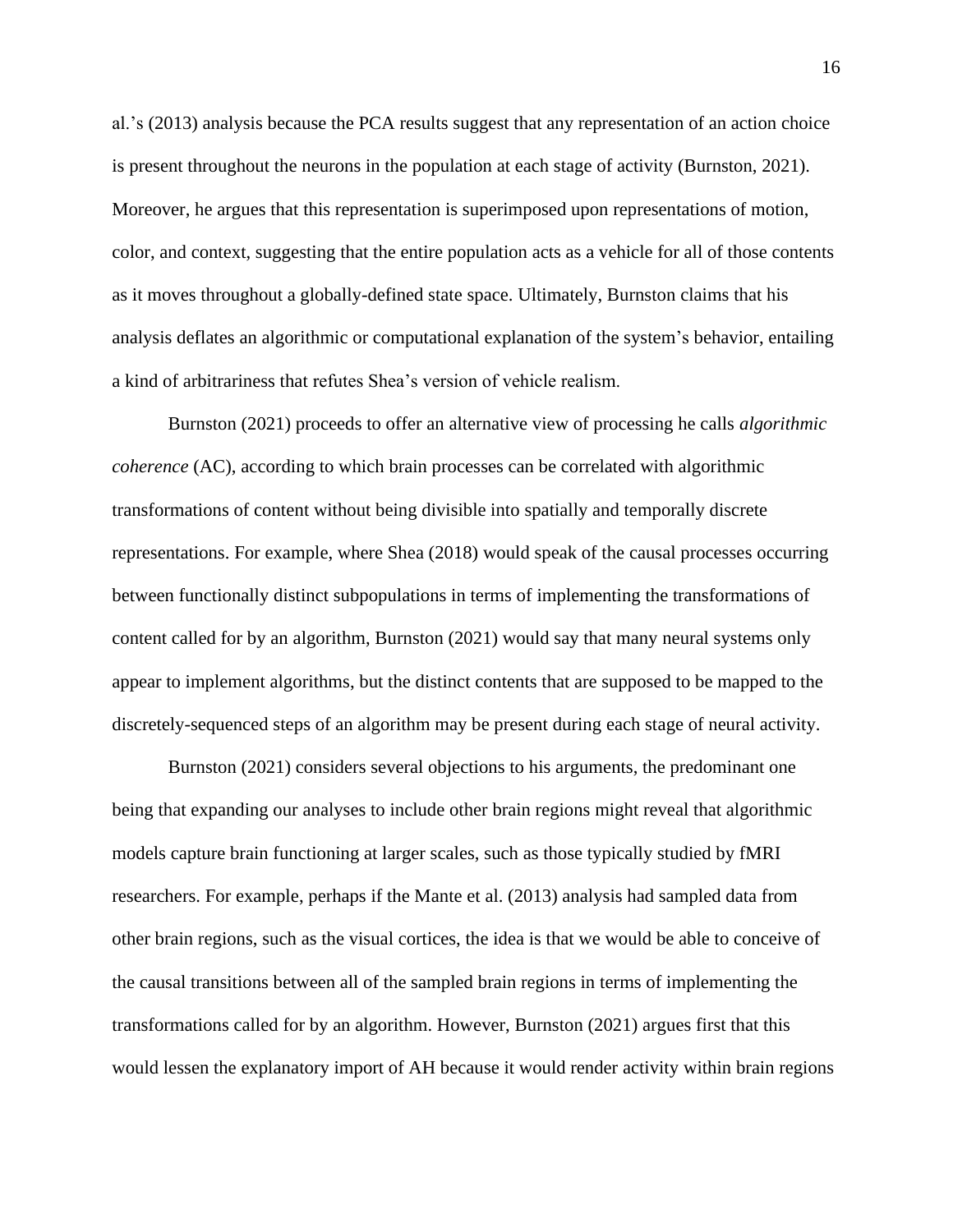al.'s (2013) analysis because the PCA results suggest that any representation of an action choice is present throughout the neurons in the population at each stage of activity (Burnston, 2021). Moreover, he argues that this representation is superimposed upon representations of motion, color, and context, suggesting that the entire population acts as a vehicle for all of those contents as it moves throughout a globally-defined state space. Ultimately, Burnston claims that his analysis deflates an algorithmic or computational explanation of the system's behavior, entailing a kind of arbitrariness that refutes Shea's version of vehicle realism.

Burnston (2021) proceeds to offer an alternative view of processing he calls *algorithmic coherence* (AC), according to which brain processes can be correlated with algorithmic transformations of content without being divisible into spatially and temporally discrete representations. For example, where Shea (2018) would speak of the causal processes occurring between functionally distinct subpopulations in terms of implementing the transformations of content called for by an algorithm, Burnston (2021) would say that many neural systems only appear to implement algorithms, but the distinct contents that are supposed to be mapped to the discretely-sequenced steps of an algorithm may be present during each stage of neural activity.

Burnston (2021) considers several objections to his arguments, the predominant one being that expanding our analyses to include other brain regions might reveal that algorithmic models capture brain functioning at larger scales, such as those typically studied by fMRI researchers. For example, perhaps if the Mante et al. (2013) analysis had sampled data from other brain regions, such as the visual cortices, the idea is that we would be able to conceive of the causal transitions between all of the sampled brain regions in terms of implementing the transformations called for by an algorithm. However, Burnston (2021) argues first that this would lessen the explanatory import of AH because it would render activity within brain regions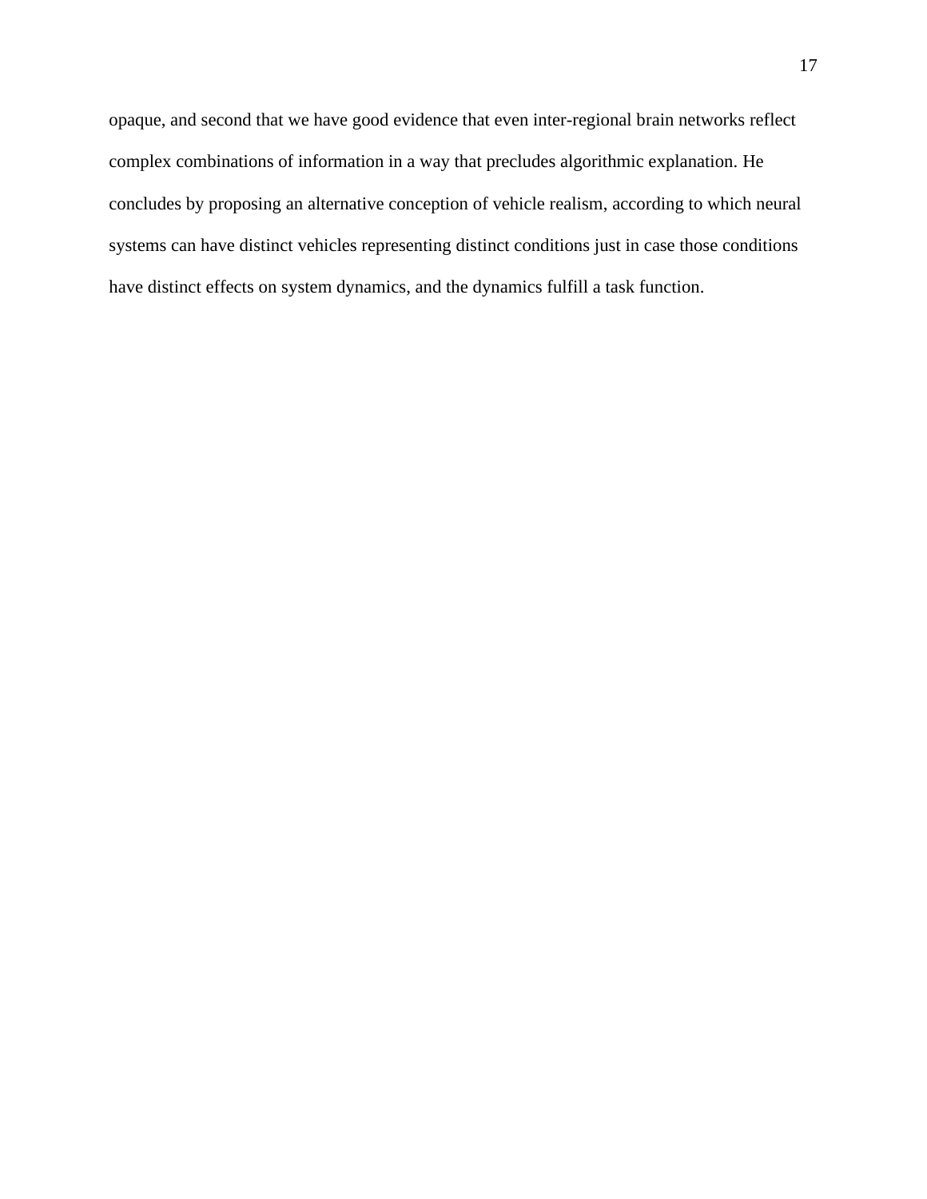opaque, and second that we have good evidence that even inter-regional brain networks reflect complex combinations of information in a way that precludes algorithmic explanation. He concludes by proposing an alternative conception of vehicle realism, according to which neural systems can have distinct vehicles representing distinct conditions just in case those conditions have distinct effects on system dynamics, and the dynamics fulfill a task function.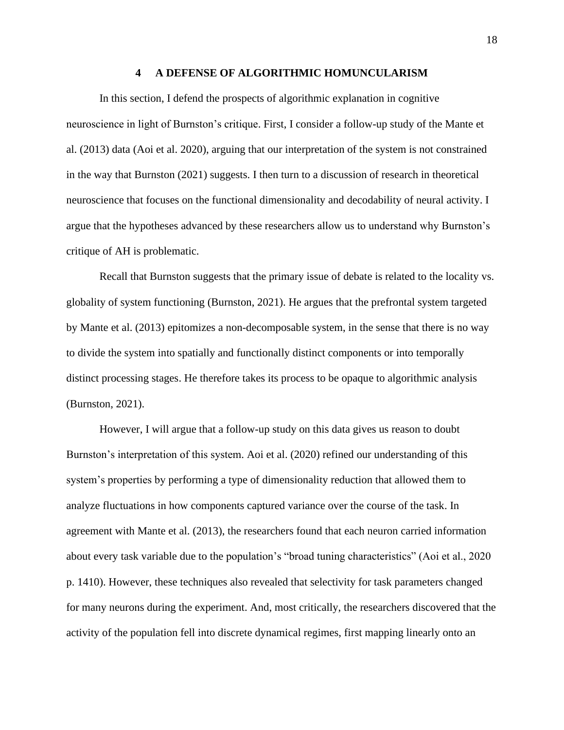# 4 A DEFENSE OF ALGORITHMIC HOMUNCULARISM

In this section, I defend the prospects of algorithmic explanation in cognitive neuroscience in light of Burnston's critique. First, I consider a follow-up study of the Mante et al. (2013) data (Aoi et al. 2020), arguing that our interpretation of the system is not constrained in the way that Burnston (2021) suggests. I then turn to a discussion of research in theoretical neuroscience that focuses on the functional dimensionality and decodability of neural activity. I argue that the hypotheses advanced by these researchers allow us to understand why Burnston's critique of AH is problematic.

Recall that Burnston suggests that the primary issue of debate is related to the locality vs. globality of system functioning (Burnston, 2021). He argues that the prefrontal system targeted by Mante et al. (2013) epitomizes a non-decomposable system, in the sense that there is no way to divide the system into spatially and functionally distinct components or into temporally distinct processing stages. He therefore takes its process to be opaque to algorithmic analysis (Burnston, 2021).

However, I will argue that a follow-up study on this data gives us reason to doubt Burnston's interpretation of this system. Aoi et al. (2020) refined our understanding of this system's properties by performing a type of dimensionality reduction that allowed them to analyze fluctuations in how components captured variance over the course of the task. In agreement with Mante et al. (2013), the researchers found that each neuron carried information about every task variable due to the population's "broad tuning characteristics" (Aoi et al., 2020 p. 1410). However, these techniques also revealed that selectivity for task parameters changed for many neurons during the experiment. And, most critically, the researchers discovered that the activity of the population fell into discrete dynamical regimes, first mapping linearly onto an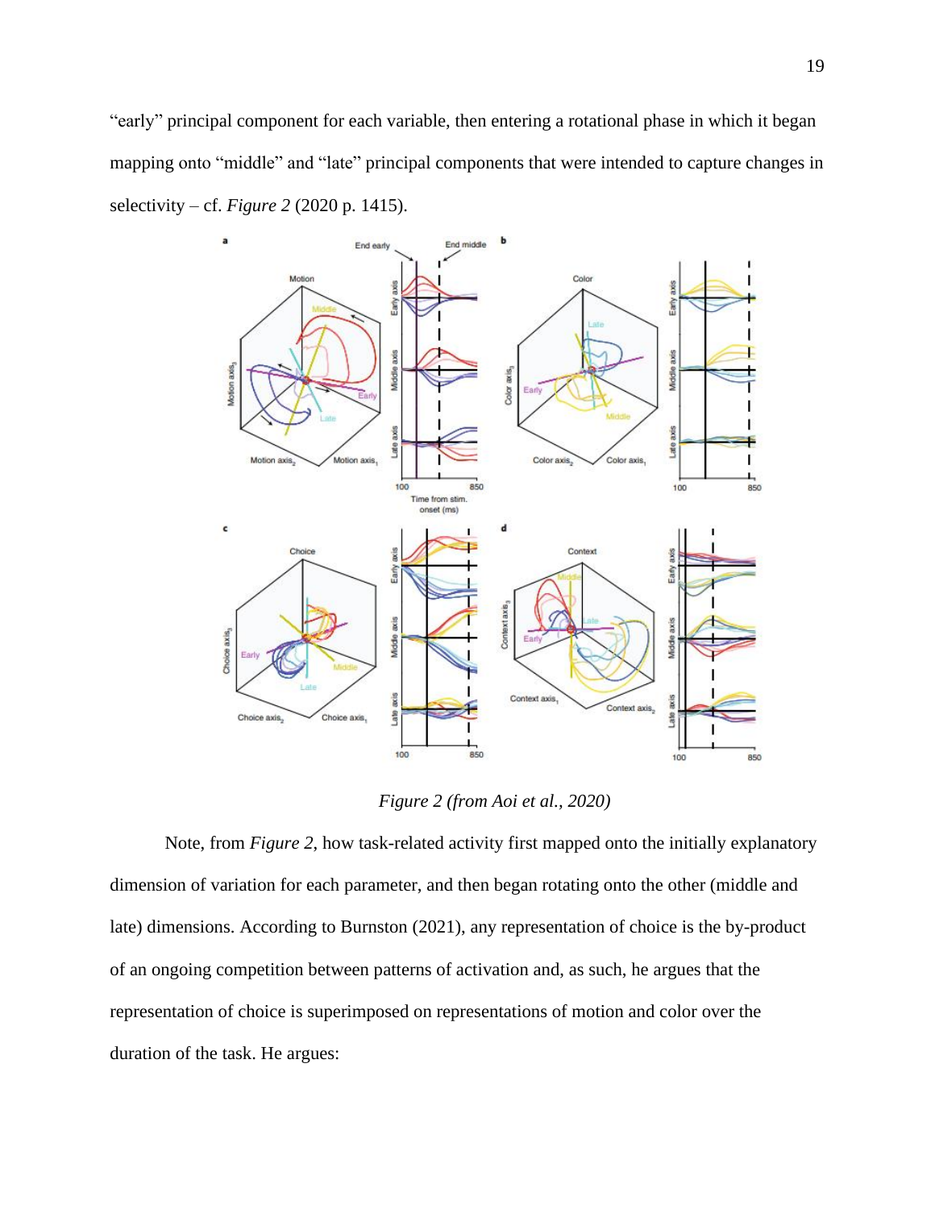"early" principal component for each variable, then entering a rotational phase in which it began mapping onto "middle" and "late" principal components that were intended to capture changes in selectivity – cf. *Figure 2* (2020 p. 1415).

*Figure 2 (from Aoi et al., 2020)*

Note, from *Figure 2*, how task-related activity first mapped onto the initially explanatory dimension of variation for each parameter, and then began rotating onto the other (middle and late) dimensions. According to Burnston (2021), any representation of choice is the by-product of an ongoing competition between patterns of activation and, as such, he argues that the representation of choice is superimposed on representations of motion and color over the duration of the task. He argues: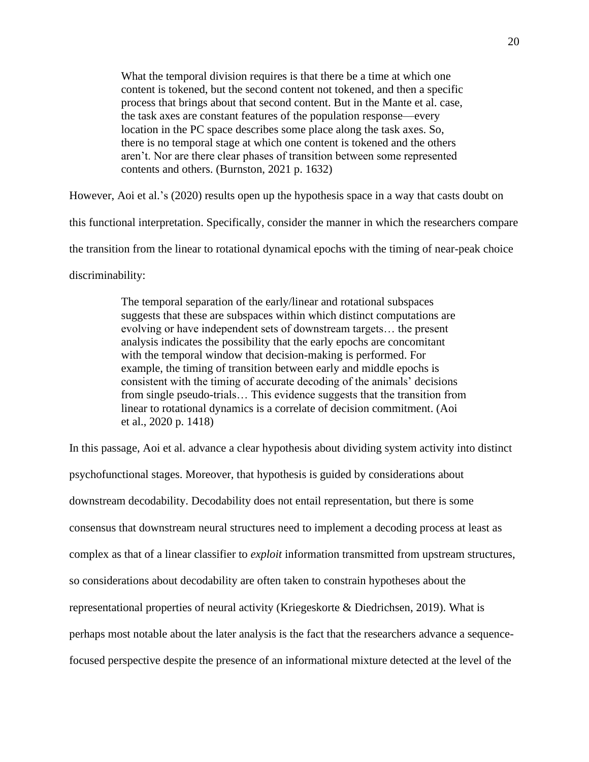> What the temporal division requires is that there be a time at which one content is tokened, but the second content not tokened, and then a specific process that brings about that second content. But in the Mante et al. case, the task axes are constant features of the population response—every location in the PC space describes some place along the task axes. So, there is no temporal stage at which one content is tokened and the others aren't. Nor are there clear phases of transition between some represented contents and others. (Burnston, 2021 p. 1632)

However, Aoi et al.'s (2020) results open up the hypothesis space in a way that casts doubt on this functional interpretation. Specifically, consider the manner in which the researchers compare the transition from the linear to rotational dynamical epochs with the timing of near-peak choice discriminability:

> The temporal separation of the early/linear and rotational subspaces suggests that these are subspaces within which distinct computations are evolving or have independent sets of downstream targets… the present analysis indicates the possibility that the early epochs are concomitant with the temporal window that decision-making is performed. For example, the timing of transition between early and middle epochs is consistent with the timing of accurate decoding of the animals' decisions from single pseudo-trials… This evidence suggests that the transition from linear to rotational dynamics is a correlate of decision commitment. (Aoi et al., 2020 p. 1418)

In this passage, Aoi et al. advance a clear hypothesis about dividing system activity into distinct psychofunctional stages. Moreover, that hypothesis is guided by considerations about downstream decodability. Decodability does not entail representation, but there is some consensus that downstream neural structures need to implement a decoding process at least as complex as that of a linear classifier to *exploit* information transmitted from upstream structures, so considerations about decodability are often taken to constrain hypotheses about the representational properties of neural activity (Kriegeskorte & Diedrichsen, 2019). What is perhaps most notable about the later analysis is the fact that the researchers advance a sequence-focused perspective despite the presence of an informational mixture detected at the level of the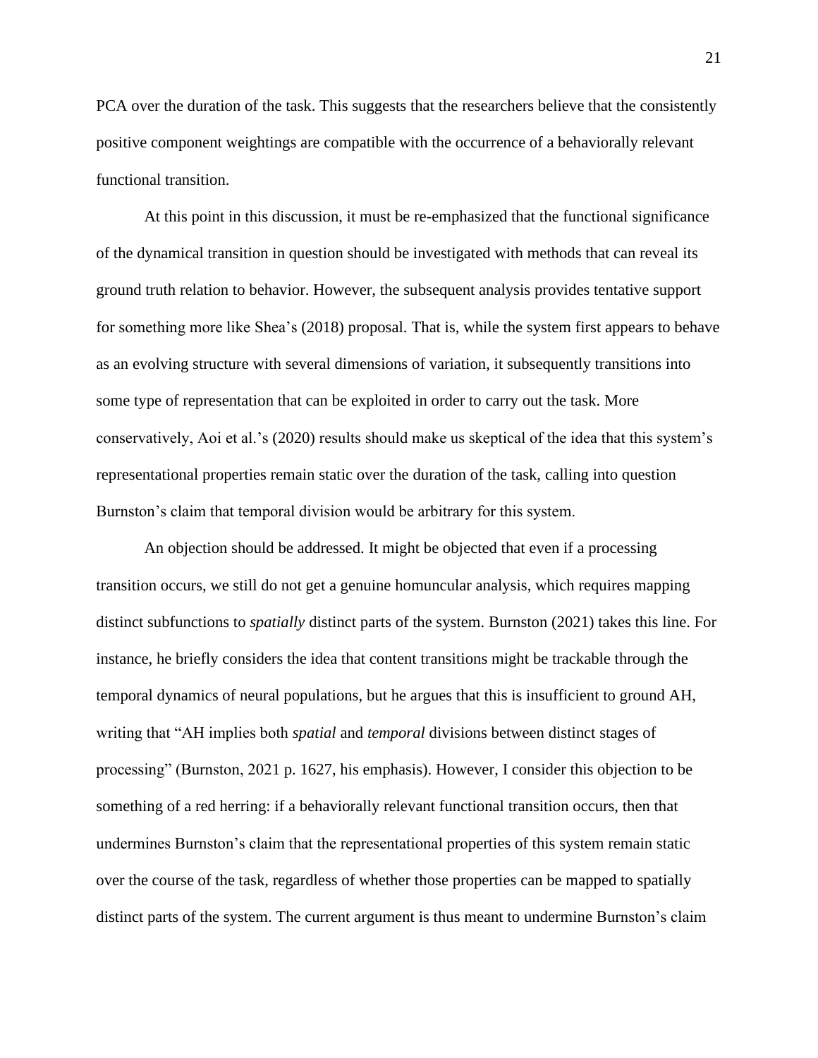PCA over the duration of the task. This suggests that the researchers believe that the consistently positive component weightings are compatible with the occurrence of a behaviorally relevant functional transition.

At this point in this discussion, it must be re-emphasized that the functional significance of the dynamical transition in question should be investigated with methods that can reveal its ground truth relation to behavior. However, the subsequent analysis provides tentative support for something more like Shea's (2018) proposal. That is, while the system first appears to behave as an evolving structure with several dimensions of variation, it subsequently transitions into some type of representation that can be exploited in order to carry out the task. More conservatively, Aoi et al.'s (2020) results should make us skeptical of the idea that this system's representational properties remain static over the duration of the task, calling into question Burnston's claim that temporal division would be arbitrary for this system.

An objection should be addressed. It might be objected that even if a processing transition occurs, we still do not get a genuine homuncular analysis, which requires mapping distinct subfunctions to *spatially* distinct parts of the system. Burnston (2021) takes this line. For instance, he briefly considers the idea that content transitions might be trackable through the temporal dynamics of neural populations, but he argues that this is insufficient to ground AH, writing that "AH implies both *spatial* and *temporal* divisions between distinct stages of processing" (Burnston, 2021 p. 1627, his emphasis). However, I consider this objection to be something of a red herring: if a behaviorally relevant functional transition occurs, then that undermines Burnston's claim that the representational properties of this system remain static over the course of the task, regardless of whether those properties can be mapped to spatially distinct parts of the system. The current argument is thus meant to undermine Burnston's claim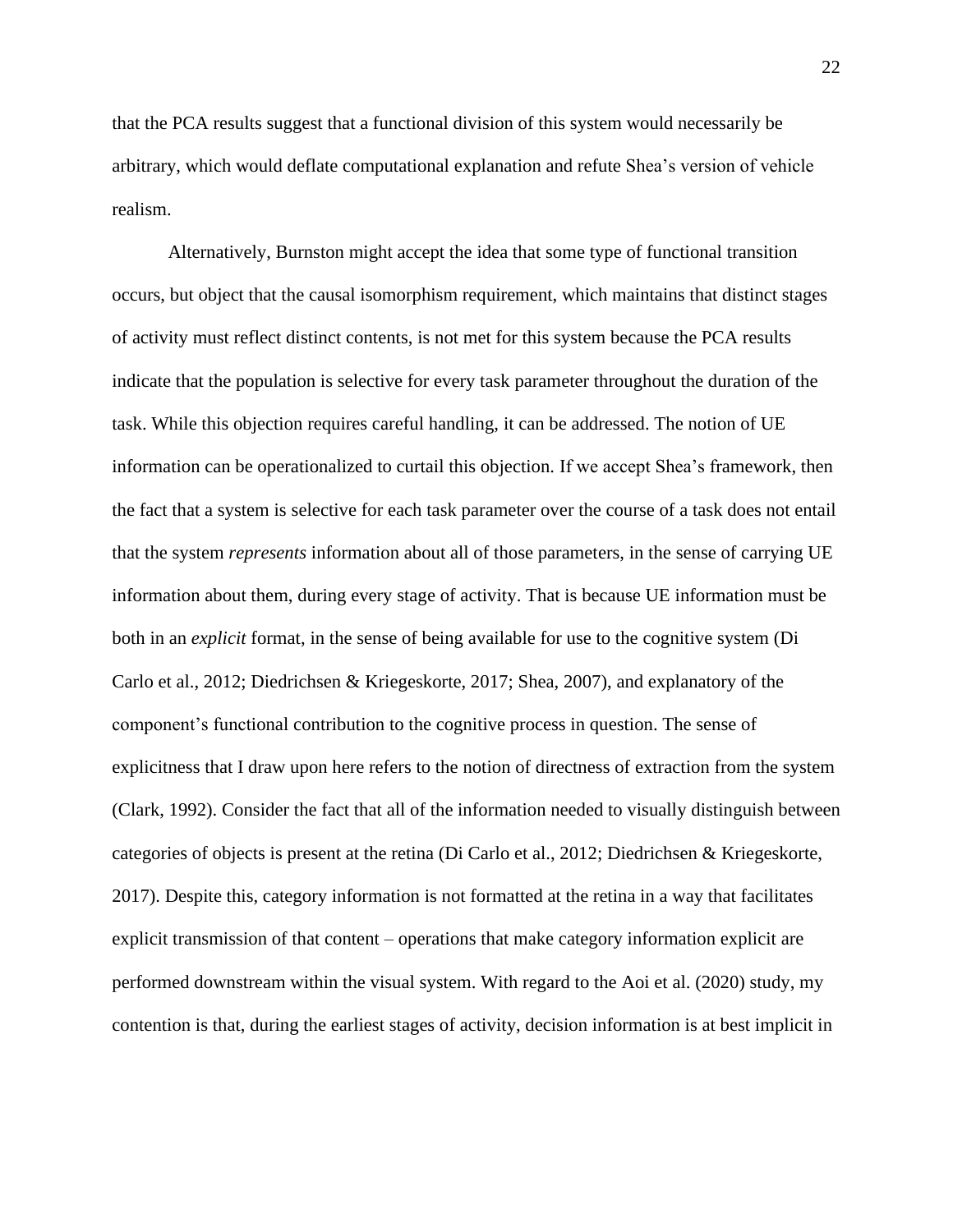that the PCA results suggest that a functional division of this system would necessarily be arbitrary, which would deflate computational explanation and refute Shea's version of vehicle realism.

Alternatively, Burnston might accept the idea that some type of functional transition occurs, but object that the causal isomorphism requirement, which maintains that distinct stages of activity must reflect distinct contents, is not met for this system because the PCA results indicate that the population is selective for every task parameter throughout the duration of the task. While this objection requires careful handling, it can be addressed. The notion of UE information can be operationalized to curtail this objection. If we accept Shea's framework, then the fact that a system is selective for each task parameter over the course of a task does not entail that the system *represents* information about all of those parameters, in the sense of carrying UE information about them, during every stage of activity. That is because UE information must be both in an *explicit* format, in the sense of being available for use to the cognitive system (Di Carlo et al., 2012; Diedrichsen & Kriegeskorte, 2017; Shea, 2007), and explanatory of the component's functional contribution to the cognitive process in question. The sense of explicitness that I draw upon here refers to the notion of directness of extraction from the system (Clark, 1992). Consider the fact that all of the information needed to visually distinguish between categories of objects is present at the retina (Di Carlo et al., 2012; Diedrichsen & Kriegeskorte, 2017). Despite this, category information is not formatted at the retina in a way that facilitates explicit transmission of that content – operations that make category information explicit are performed downstream within the visual system. With regard to the Aoi et al. (2020) study, my contention is that, during the earliest stages of activity, decision information is at best implicit in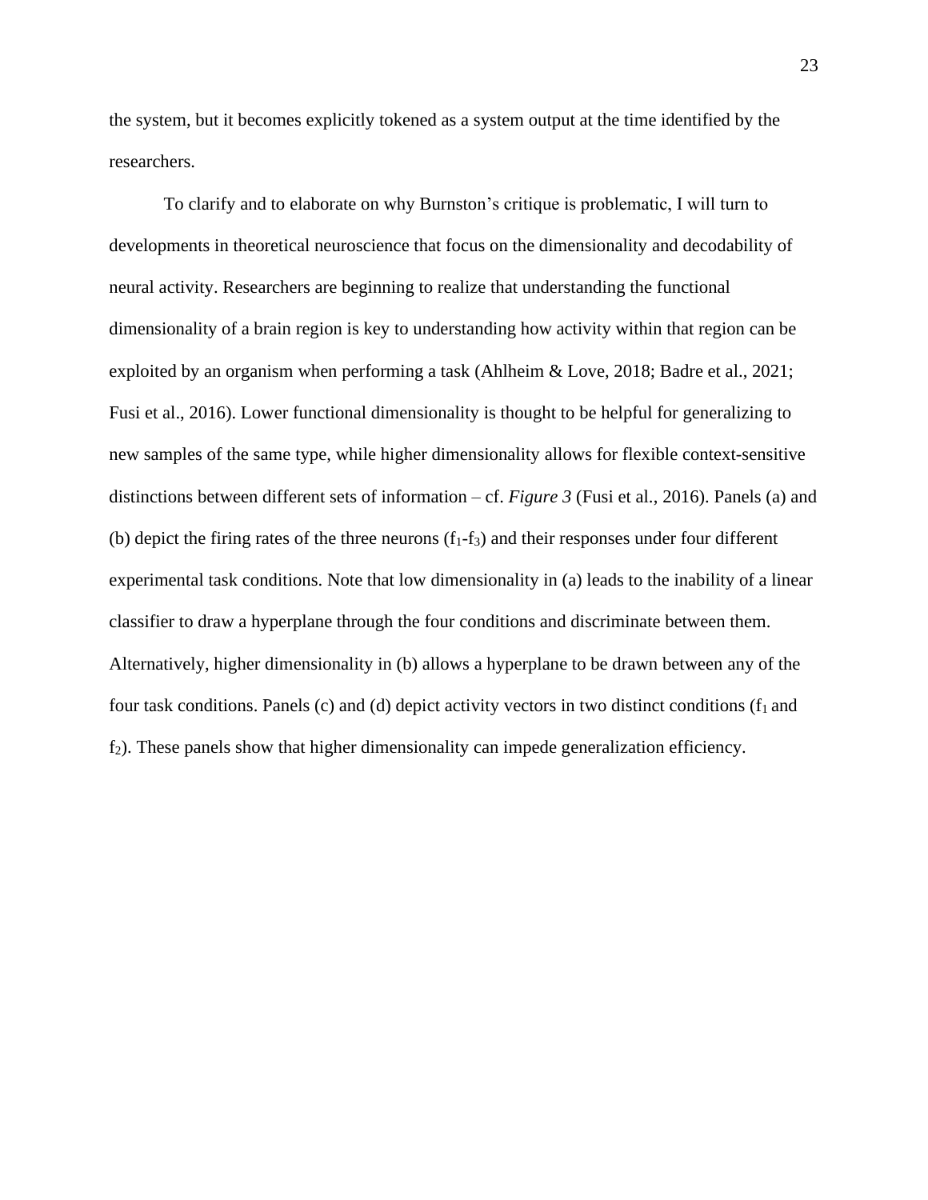the system, but it becomes explicitly tokened as a system output at the time identified by the researchers.

To clarify and to elaborate on why Burnston's critique is problematic, I will turn to developments in theoretical neuroscience that focus on the dimensionality and decodability of neural activity. Researchers are beginning to realize that understanding the functional dimensionality of a brain region is key to understanding how activity within that region can be exploited by an organism when performing a task (Ahlheim & Love, 2018; Badre et al., 2021; Fusi et al., 2016). Lower functional dimensionality is thought to be helpful for generalizing to new samples of the same type, while higher dimensionality allows for flexible context-sensitive distinctions between different sets of information – cf. *Figure 3* (Fusi et al., 2016). Panels (a) and (b) depict the firing rates of the three neurons ($f_1$-$f_3$) and their responses under four different experimental task conditions. Note that low dimensionality in (a) leads to the inability of a linear classifier to draw a hyperplane through the four conditions and discriminate between them. Alternatively, higher dimensionality in (b) allows a hyperplane to be drawn between any of the four task conditions. Panels (c) and (d) depict activity vectors in two distinct conditions ($f_1$ and $f_2$). These panels show that higher dimensionality can impede generalization efficiency.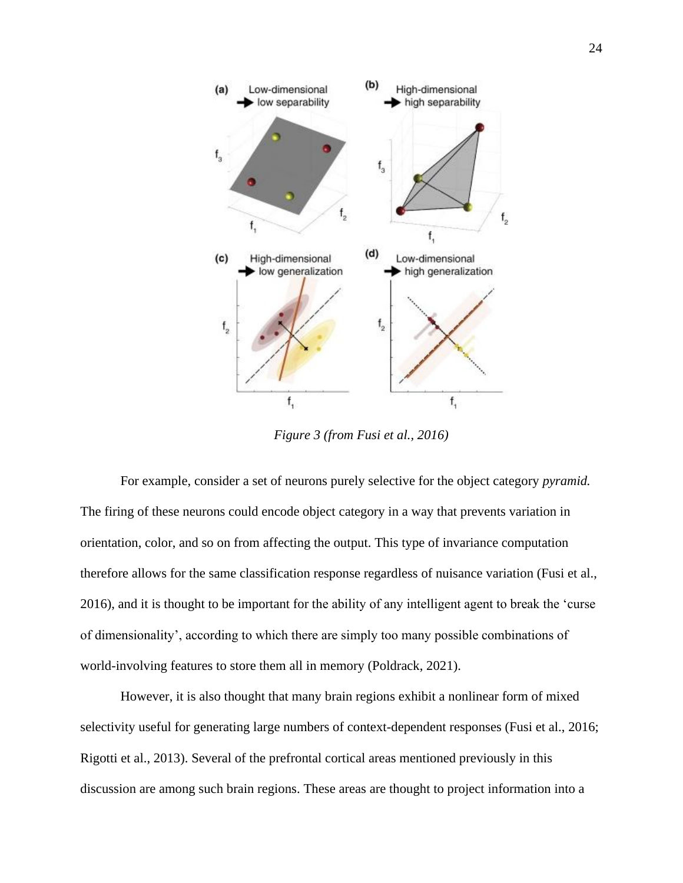*Figure 3 (from Fusi et al., 2016)*

For example, consider a set of neurons purely selective for the object category *pyramid.* The firing of these neurons could encode object category in a way that prevents variation in orientation, color, and so on from affecting the output. This type of invariance computation therefore allows for the same classification response regardless of nuisance variation (Fusi et al., 2016), and it is thought to be important for the ability of any intelligent agent to break the 'curse of dimensionality', according to which there are simply too many possible combinations of world-involving features to store them all in memory (Poldrack, 2021).

However, it is also thought that many brain regions exhibit a nonlinear form of mixed selectivity useful for generating large numbers of context-dependent responses (Fusi et al., 2016; Rigotti et al., 2013). Several of the prefrontal cortical areas mentioned previously in this discussion are among such brain regions. These areas are thought to project information into a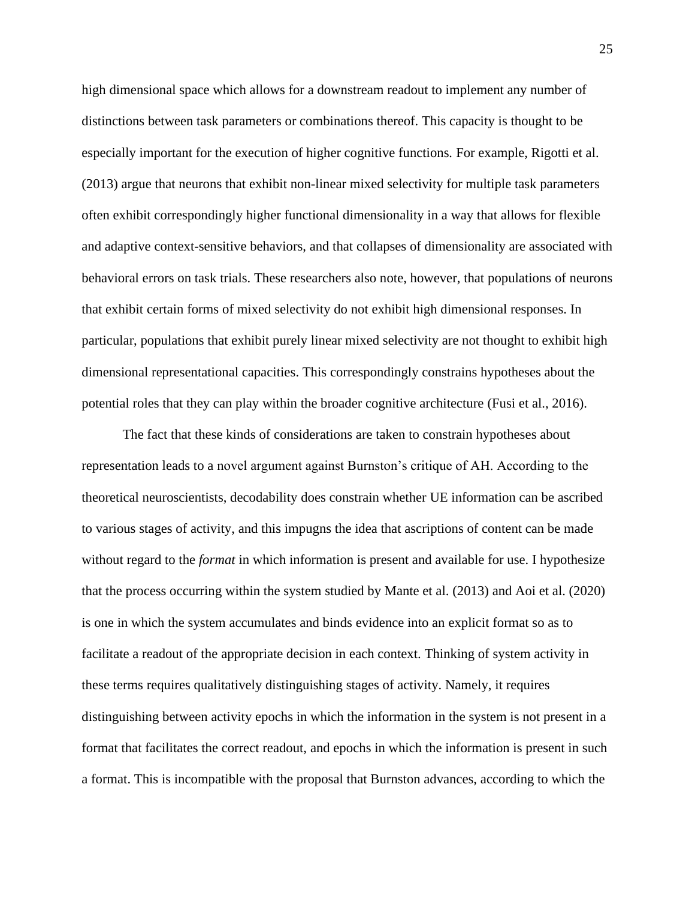high dimensional space which allows for a downstream readout to implement any number of distinctions between task parameters or combinations thereof. This capacity is thought to be especially important for the execution of higher cognitive functions. For example, Rigotti et al. (2013) argue that neurons that exhibit non-linear mixed selectivity for multiple task parameters often exhibit correspondingly higher functional dimensionality in a way that allows for flexible and adaptive context-sensitive behaviors, and that collapses of dimensionality are associated with behavioral errors on task trials. These researchers also note, however, that populations of neurons that exhibit certain forms of mixed selectivity do not exhibit high dimensional responses. In particular, populations that exhibit purely linear mixed selectivity are not thought to exhibit high dimensional representational capacities. This correspondingly constrains hypotheses about the potential roles that they can play within the broader cognitive architecture (Fusi et al., 2016).

The fact that these kinds of considerations are taken to constrain hypotheses about representation leads to a novel argument against Burnston's critique of AH. According to the theoretical neuroscientists, decodability does constrain whether UE information can be ascribed to various stages of activity, and this impugns the idea that ascriptions of content can be made without regard to the *format* in which information is present and available for use. I hypothesize that the process occurring within the system studied by Mante et al. (2013) and Aoi et al. (2020) is one in which the system accumulates and binds evidence into an explicit format so as to facilitate a readout of the appropriate decision in each context. Thinking of system activity in these terms requires qualitatively distinguishing stages of activity. Namely, it requires distinguishing between activity epochs in which the information in the system is not present in a format that facilitates the correct readout, and epochs in which the information is present in such a format. This is incompatible with the proposal that Burnston advances, according to which the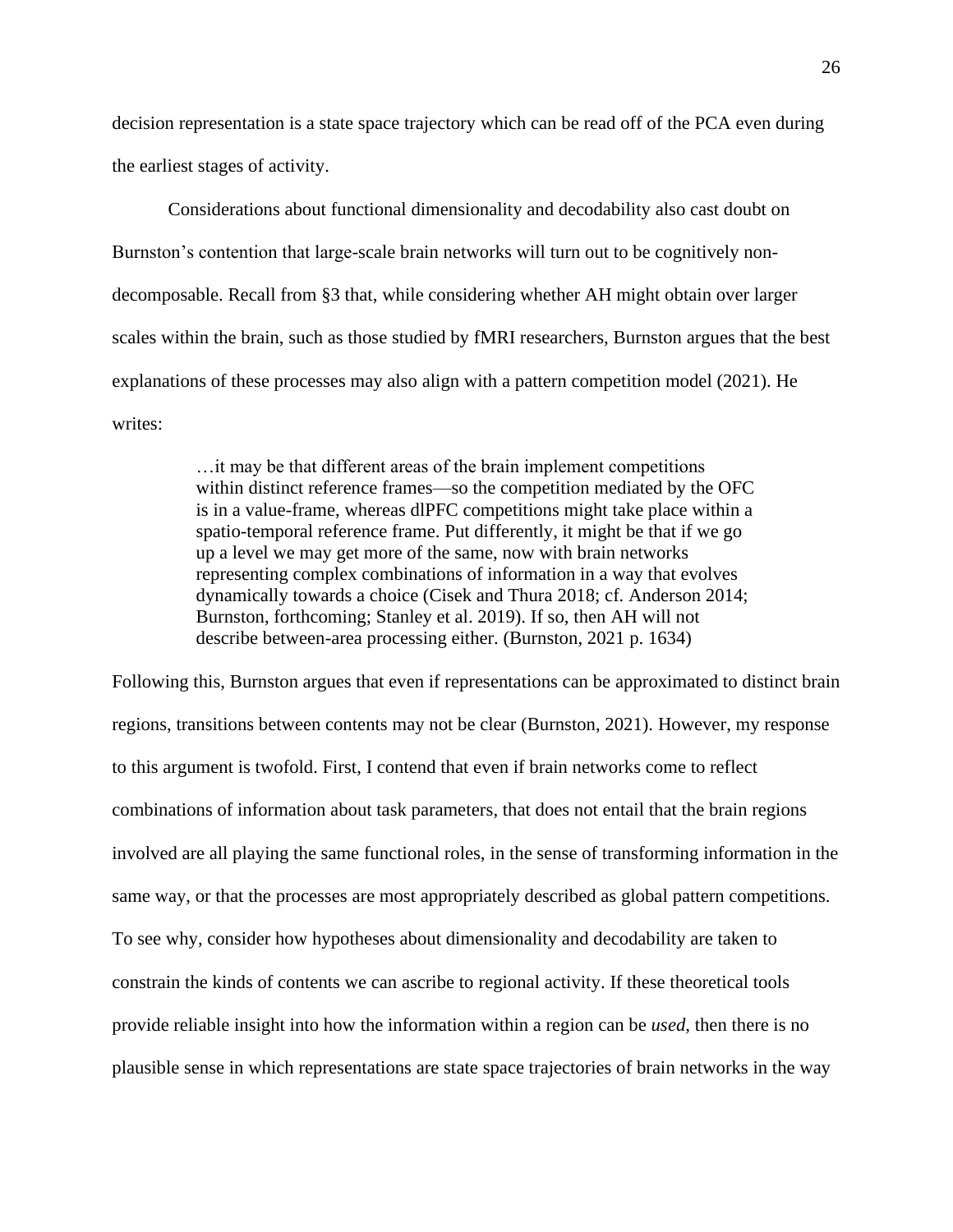decision representation is a state space trajectory which can be read off of the PCA even during the earliest stages of activity.

Considerations about functional dimensionality and decodability also cast doubt on Burnston's contention that large-scale brain networks will turn out to be cognitively non-decomposable. Recall from §3 that, while considering whether AH might obtain over larger scales within the brain, such as those studied by fMRI researchers, Burnston argues that the best explanations of these processes may also align with a pattern competition model (2021). He writes:

> …it may be that different areas of the brain implement competitions within distinct reference frames—so the competition mediated by the OFC is in a value-frame, whereas dlPFC competitions might take place within a spatio-temporal reference frame. Put differently, it might be that if we go up a level we may get more of the same, now with brain networks representing complex combinations of information in a way that evolves dynamically towards a choice (Cisek and Thura 2018; cf. Anderson 2014; Burnston, forthcoming; Stanley et al. 2019). If so, then AH will not describe between-area processing either. (Burnston, 2021 p. 1634)

Following this, Burnston argues that even if representations can be approximated to distinct brain regions, transitions between contents may not be clear (Burnston, 2021). However, my response to this argument is twofold. First, I contend that even if brain networks come to reflect combinations of information about task parameters, that does not entail that the brain regions involved are all playing the same functional roles, in the sense of transforming information in the same way, or that the processes are most appropriately described as global pattern competitions. To see why, consider how hypotheses about dimensionality and decodability are taken to constrain the kinds of contents we can ascribe to regional activity. If these theoretical tools provide reliable insight into how the information within a region can be *used*, then there is no plausible sense in which representations are state space trajectories of brain networks in the way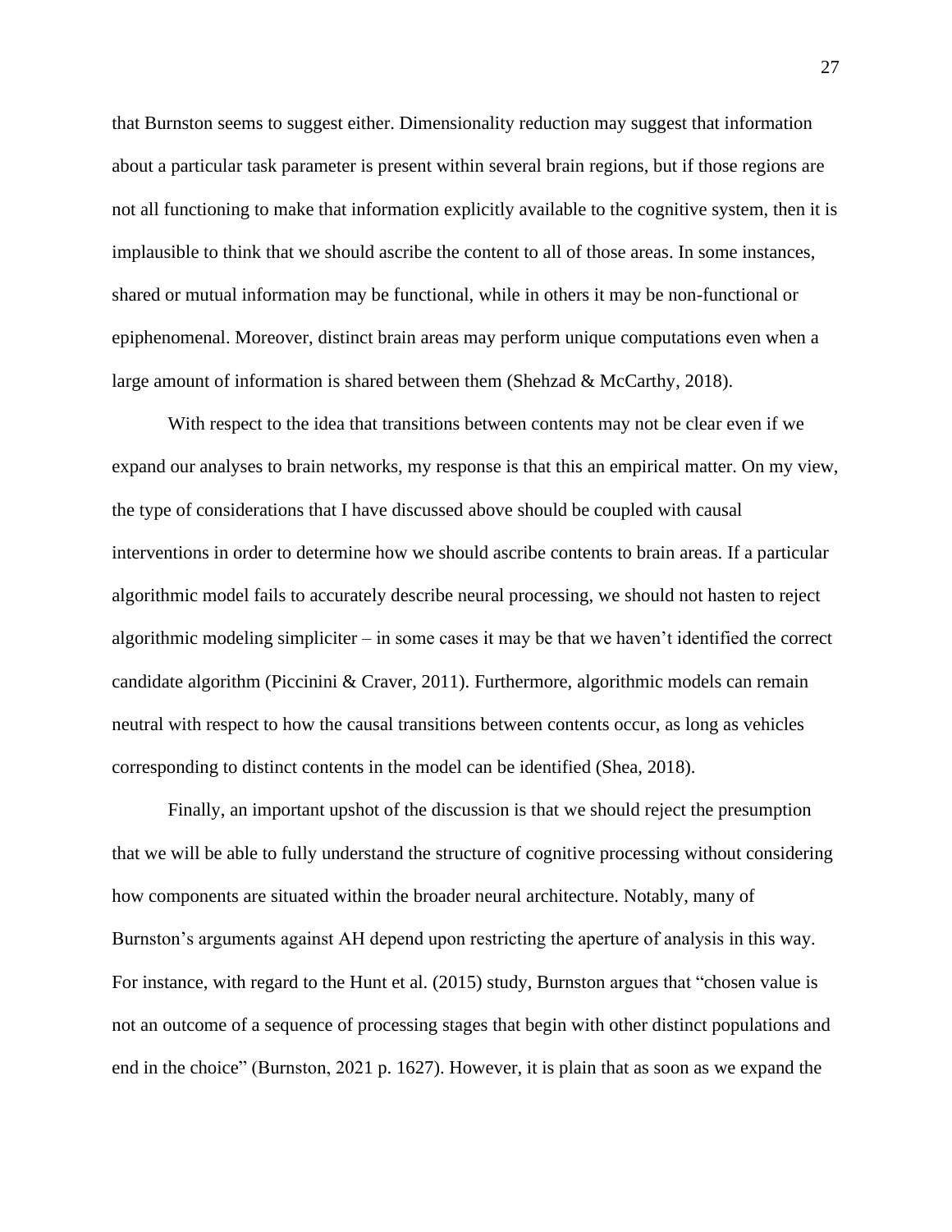that Burnston seems to suggest either. Dimensionality reduction may suggest that information about a particular task parameter is present within several brain regions, but if those regions are not all functioning to make that information explicitly available to the cognitive system, then it is implausible to think that we should ascribe the content to all of those areas. In some instances, shared or mutual information may be functional, while in others it may be non-functional or epiphenomenal. Moreover, distinct brain areas may perform unique computations even when a large amount of information is shared between them (Shehzad & McCarthy, 2018).

With respect to the idea that transitions between contents may not be clear even if we expand our analyses to brain networks, my response is that this an empirical matter. On my view, the type of considerations that I have discussed above should be coupled with causal interventions in order to determine how we should ascribe contents to brain areas. If a particular algorithmic model fails to accurately describe neural processing, we should not hasten to reject algorithmic modeling simpliciter – in some cases it may be that we haven't identified the correct candidate algorithm (Piccinini & Craver, 2011). Furthermore, algorithmic models can remain neutral with respect to how the causal transitions between contents occur, as long as vehicles corresponding to distinct contents in the model can be identified (Shea, 2018).

Finally, an important upshot of the discussion is that we should reject the presumption that we will be able to fully understand the structure of cognitive processing without considering how components are situated within the broader neural architecture. Notably, many of Burnston's arguments against AH depend upon restricting the aperture of analysis in this way. For instance, with regard to the Hunt et al. (2015) study, Burnston argues that "chosen value is not an outcome of a sequence of processing stages that begin with other distinct populations and end in the choice" (Burnston, 2021 p. 1627). However, it is plain that as soon as we expand the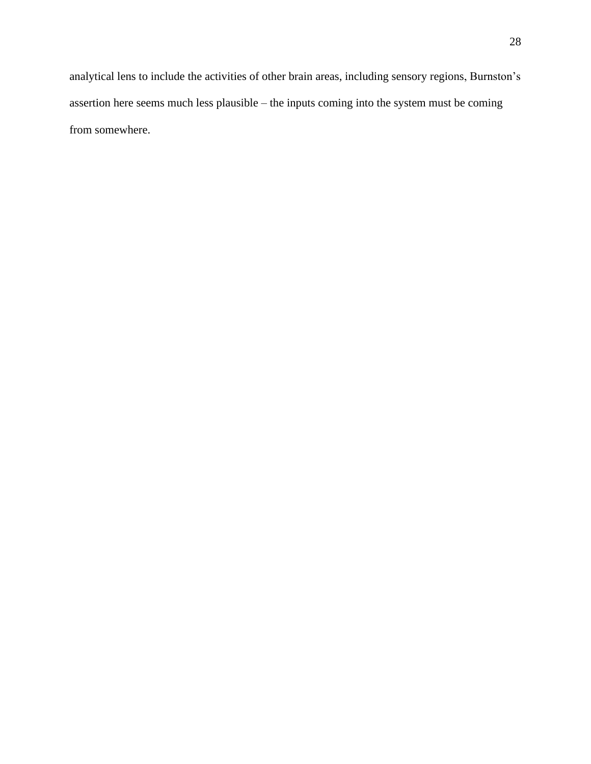analytical lens to include the activities of other brain areas, including sensory regions, Burnston's assertion here seems much less plausible – the inputs coming into the system must be coming from somewhere.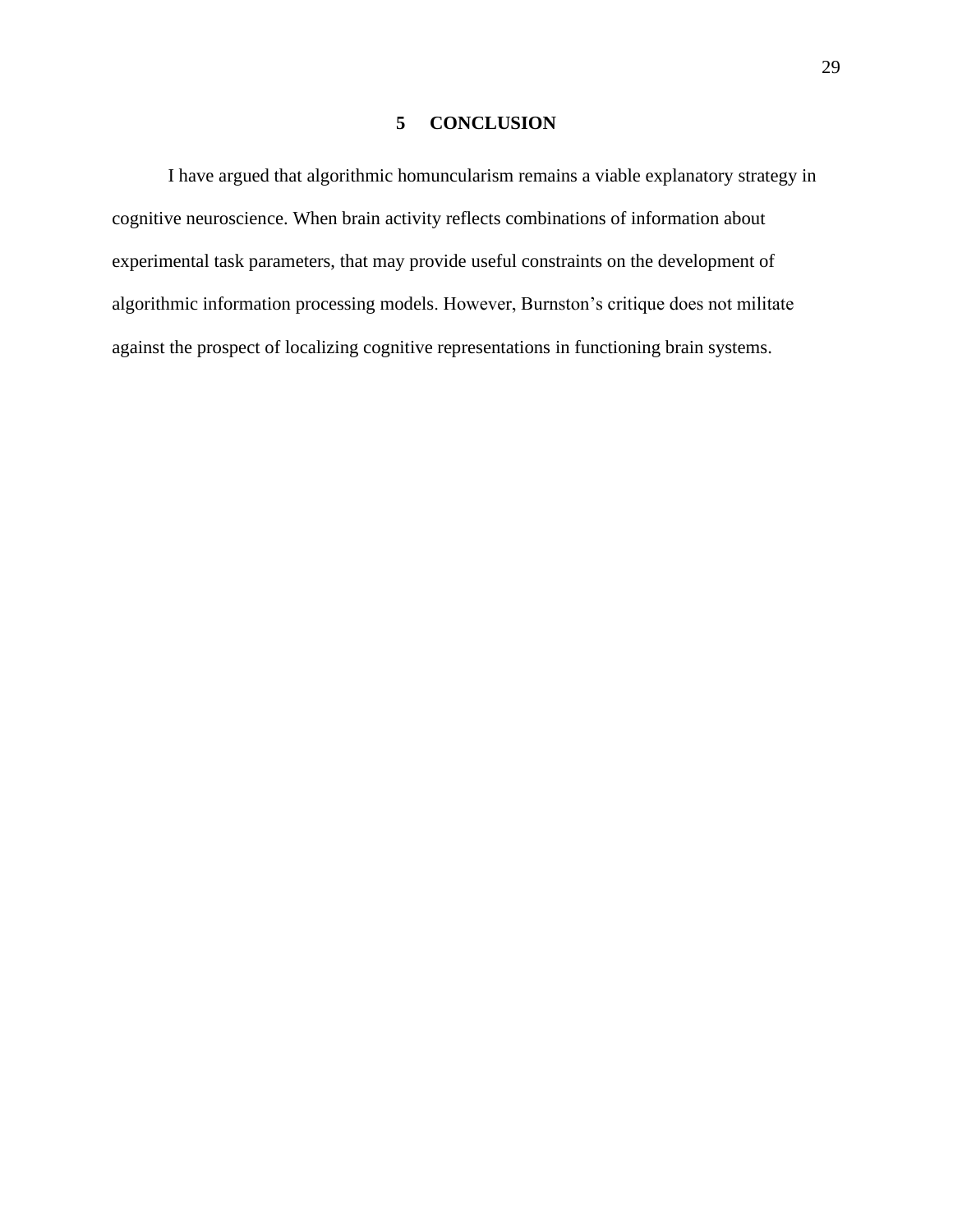# 5 CONCLUSION

I have argued that algorithmic homuncularism remains a viable explanatory strategy in cognitive neuroscience. When brain activity reflects combinations of information about experimental task parameters, that may provide useful constraints on the development of algorithmic information processing models. However, Burnston's critique does not militate against the prospect of localizing cognitive representations in functioning brain systems.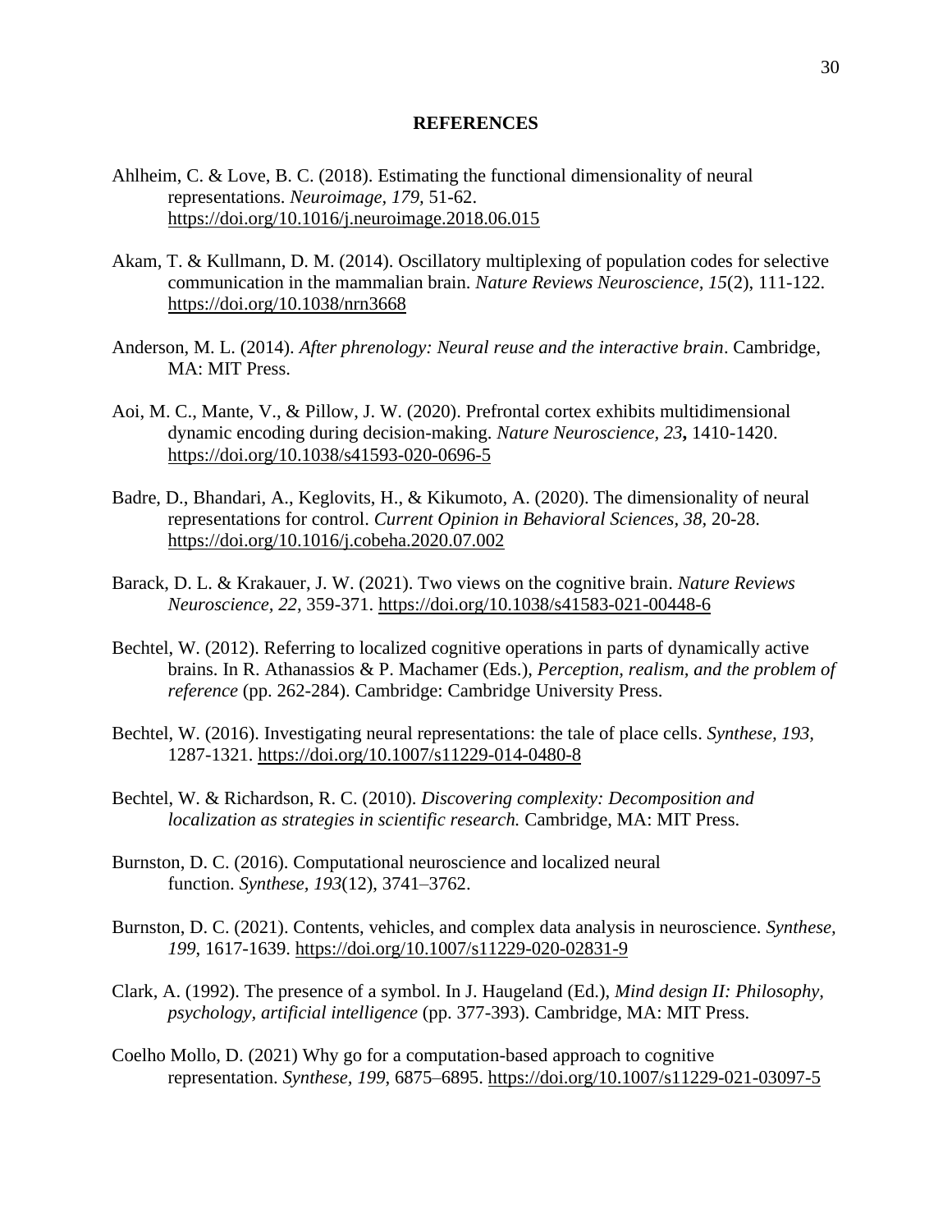# REFERENCES

Ahlheim, C. & Love, B. C. (2018). Estimating the functional dimensionality of neural representations. *Neuroimage, 179,* 51-62. https://doi.org/10.1016/j.neuroimage.2018.06.015

Akam, T. & Kullmann, D. M. (2014). Oscillatory multiplexing of population codes for selective communication in the mammalian brain. *Nature Reviews Neuroscience, 15*(2), 111-122. https://doi.org/10.1038/nrn3668

Anderson, M. L. (2014). *After phrenology: Neural reuse and the interactive brain*. Cambridge, MA: MIT Press.

Aoi, M. C., Mante, V., & Pillow, J. W. (2020). Prefrontal cortex exhibits multidimensional dynamic encoding during decision-making. *Nature Neuroscience*, *23***,** 1410-1420. https://doi.org/10.1038/s41593-020-0696-5

Badre, D., Bhandari, A., Keglovits, H., & Kikumoto, A. (2020). The dimensionality of neural representations for control. *Current Opinion in Behavioral Sciences, 38*, 20-28. https://doi.org/10.1016/j.cobeha.2020.07.002

Barack, D. L. & Krakauer, J. W. (2021). Two views on the cognitive brain. *Nature Reviews Neuroscience, 22*, 359-371. https://doi.org/10.1038/s41583-021-00448-6

Bechtel, W. (2012). Referring to localized cognitive operations in parts of dynamically active brains. In R. Athanassios & P. Machamer (Eds.), *Perception, realism, and the problem of reference* (pp. 262-284). Cambridge: Cambridge University Press.

Bechtel, W. (2016). Investigating neural representations: the tale of place cells. *Synthese, 193,* 1287-1321. https://doi.org/10.1007/s11229-014-0480-8

Bechtel, W. & Richardson, R. C. (2010). *Discovering complexity: Decomposition and localization as strategies in scientific research.* Cambridge, MA: MIT Press.

Burnston, D. C. (2016). Computational neuroscience and localized neural function. *Synthese, 193*(12), 3741–3762.

Burnston, D. C. (2021). Contents, vehicles, and complex data analysis in neuroscience. *Synthese, 199*, 1617-1639. https://doi.org/10.1007/s11229-020-02831-9

Clark, A. (1992). The presence of a symbol. In J. Haugeland (Ed.), *Mind design II: Philosophy, psychology, artificial intelligence* (pp. 377-393). Cambridge, MA: MIT Press.

Coelho Mollo, D. (2021) Why go for a computation-based approach to cognitive representation. *Synthese, 199*, 6875–6895. https://doi.org/10.1007/s11229-021-03097-5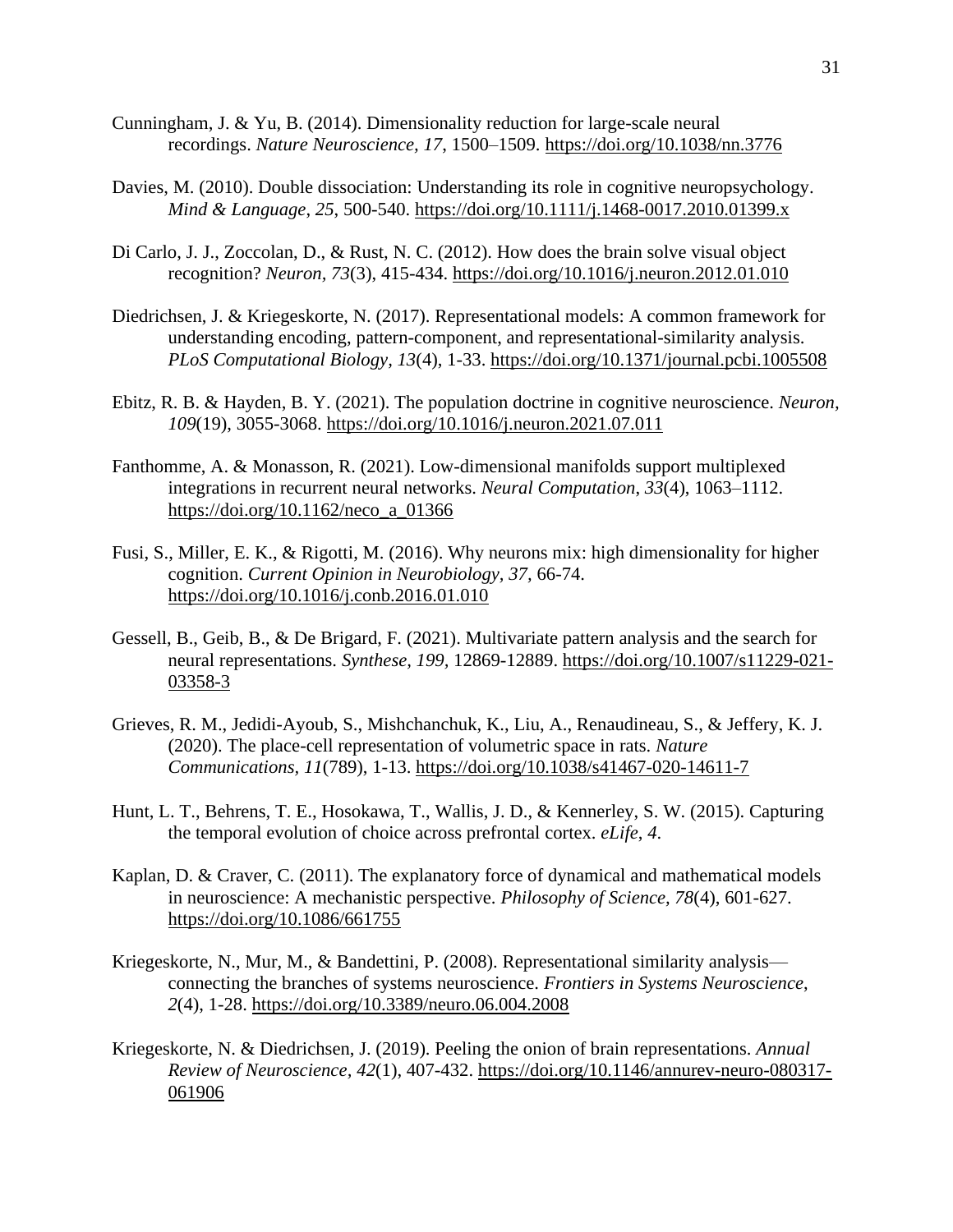Cunningham, J. & Yu, B. (2014). Dimensionality reduction for large-scale neural recordings. *Nature Neuroscience, 17*, 1500–1509. https://doi.org/10.1038/nn.3776

Davies, M. (2010). Double dissociation: Understanding its role in cognitive neuropsychology. *Mind & Language*, *25*, 500-540. https://doi.org/10.1111/j.1468-0017.2010.01399.x

Di Carlo, J. J., Zoccolan, D., & Rust, N. C. (2012). How does the brain solve visual object recognition? *Neuron*, *73*(3), 415-434. https://doi.org/10.1016/j.neuron.2012.01.010

Diedrichsen, J. & Kriegeskorte, N. (2017). Representational models: A common framework for understanding encoding, pattern-component, and representational-similarity analysis. *PLoS Computational Biology, 13*(4), 1-33. https://doi.org/10.1371/journal.pcbi.1005508

Ebitz, R. B. & Hayden, B. Y. (2021). The population doctrine in cognitive neuroscience. *Neuron*, *109*(19), 3055-3068. https://doi.org/10.1016/j.neuron.2021.07.011

Fanthomme, A. & Monasson, R. (2021). Low-dimensional manifolds support multiplexed integrations in recurrent neural networks. *Neural Computation*, *33*(4), 1063–1112. https://doi.org/10.1162/neco_a_01366

Fusi, S., Miller, E. K., & Rigotti, M. (2016). Why neurons mix: high dimensionality for higher cognition. *Current Opinion in Neurobiology*, *37*, 66-74. https://doi.org/10.1016/j.conb.2016.01.010

Gessell, B., Geib, B., & De Brigard, F. (2021). Multivariate pattern analysis and the search for neural representations. *Synthese, 199,* 12869-12889. https://doi.org/10.1007/s11229-021-03358-3

Grieves, R. M., Jedidi-Ayoub, S., Mishchanchuk, K., Liu, A., Renaudineau, S., & Jeffery, K. J. (2020). The place-cell representation of volumetric space in rats. *Nature Communications, 11*(789), 1-13. https://doi.org/10.1038/s41467-020-14611-7

Hunt, L. T., Behrens, T. E., Hosokawa, T., Wallis, J. D., & Kennerley, S. W. (2015). Capturing the temporal evolution of choice across prefrontal cortex. *eLife*, *4*.

Kaplan, D. & Craver, C. (2011). The explanatory force of dynamical and mathematical models in neuroscience: A mechanistic perspective. *Philosophy of Science, 78*(4), 601-627. https://doi.org/10.1086/661755

Kriegeskorte, N., Mur, M., & Bandettini, P. (2008). Representational similarity analysis—connecting the branches of systems neuroscience. *Frontiers in Systems Neuroscience*, *2*(4), 1-28. https://doi.org/10.3389/neuro.06.004.2008

Kriegeskorte, N. & Diedrichsen, J. (2019). Peeling the onion of brain representations. *Annual Review of Neuroscience*, *42*(1), 407-432. https://doi.org/10.1146/annurev-neuro-080317-061906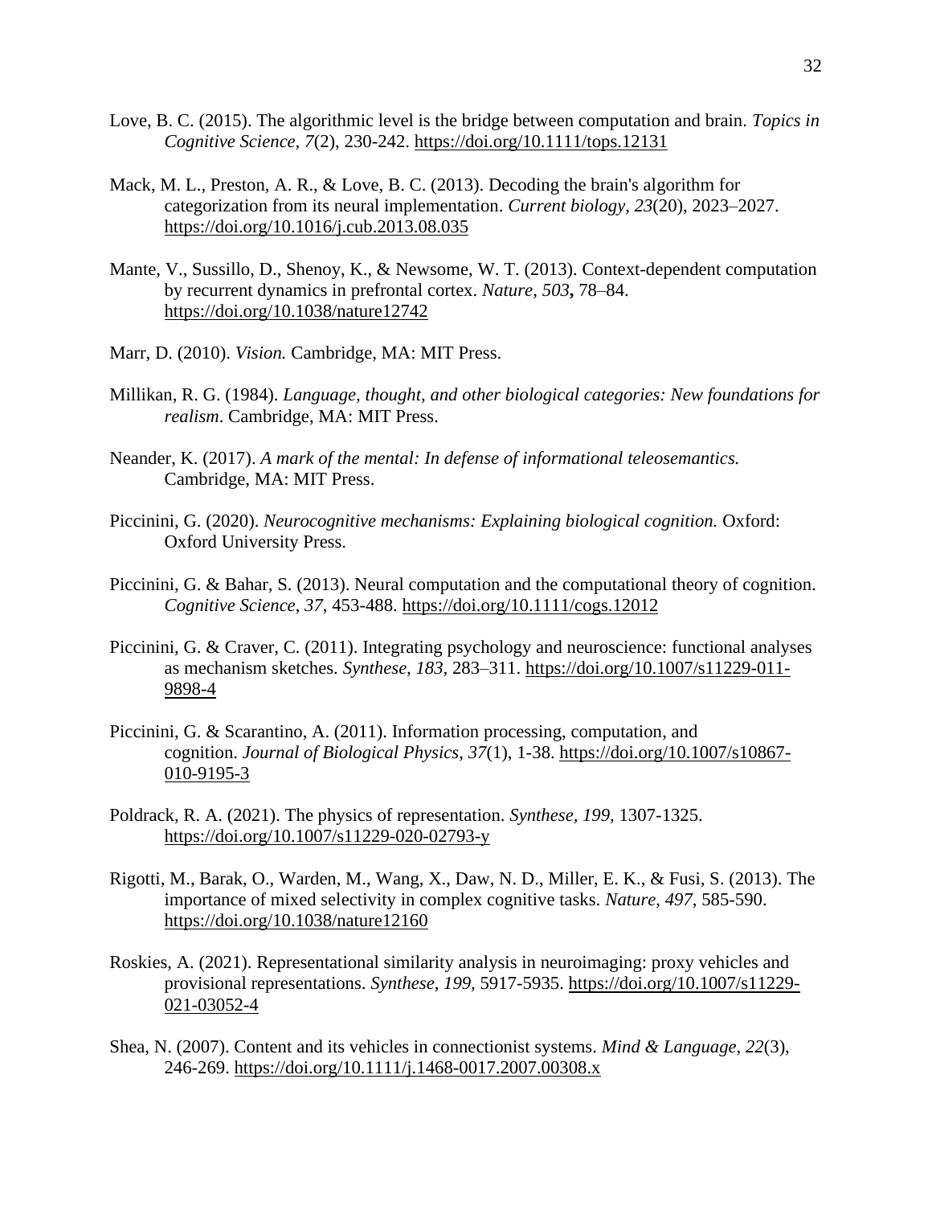Love, B. C. (2015). The algorithmic level is the bridge between computation and brain. *Topics in Cognitive Science, 7*(2), 230-242. https://doi.org/10.1111/tops.12131

Mack, M. L., Preston, A. R., & Love, B. C. (2013). Decoding the brain's algorithm for categorization from its neural implementation. *Current biology*, *23*(20), 2023–2027. https://doi.org/10.1016/j.cub.2013.08.035

Mante, V., Sussillo, D., Shenoy, K., & Newsome, W. T. (2013). Context-dependent computation by recurrent dynamics in prefrontal cortex. *Nature, 503***,** 78–84. https://doi.org/10.1038/nature12742

Marr, D. (2010). *Vision.* Cambridge, MA: MIT Press.

Millikan, R. G. (1984). *Language, thought, and other biological categories: New foundations for realism*. Cambridge, MA: MIT Press.

Neander, K. (2017). *A mark of the mental: In defense of informational teleosemantics.* Cambridge, MA: MIT Press.

Piccinini, G. (2020). *Neurocognitive mechanisms: Explaining biological cognition.* Oxford: Oxford University Press.

Piccinini, G. & Bahar, S. (2013). Neural computation and the computational theory of cognition. *Cognitive Science*, *37*, 453-488. https://doi.org/10.1111/cogs.12012

Piccinini, G. & Craver, C. (2011). Integrating psychology and neuroscience: functional analyses as mechanism sketches. *Synthese, 183*, 283–311. https://doi.org/10.1007/s11229-011-9898-4

Piccinini, G. & Scarantino, A. (2011). Information processing, computation, and cognition. *Journal of Biological Physics*, *37*(1), 1-38. https://doi.org/10.1007/s10867-010-9195-3

Poldrack, R. A. (2021). The physics of representation. *Synthese, 199,* 1307-1325. https://doi.org/10.1007/s11229-020-02793-y

Rigotti, M., Barak, O., Warden, M., Wang, X., Daw, N. D., Miller, E. K., & Fusi, S. (2013). The importance of mixed selectivity in complex cognitive tasks. *Nature, 497*, 585-590. https://doi.org/10.1038/nature12160

Roskies, A. (2021). Representational similarity analysis in neuroimaging: proxy vehicles and provisional representations. *Synthese, 199,* 5917-5935. https://doi.org/10.1007/s11229-021-03052-4

Shea, N. (2007). Content and its vehicles in connectionist systems. *Mind & Language, 22*(3), 246-269. https://doi.org/10.1111/j.1468-0017.2007.00308.x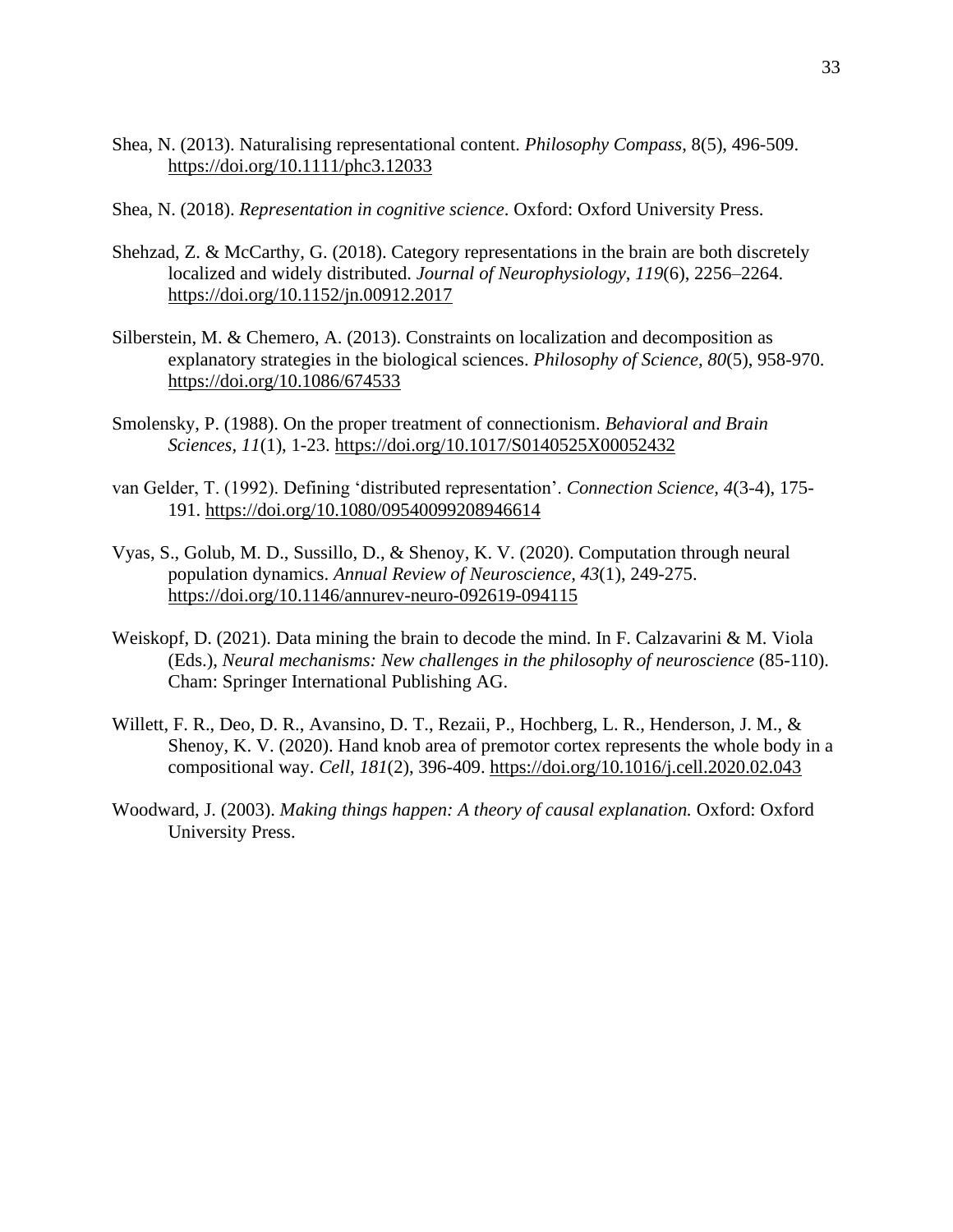Shea, N. (2013). Naturalising representational content. *Philosophy Compass*, 8(5), 496-509. https://doi.org/10.1111/phc3.12033

Shea, N. (2018). *Representation in cognitive science*. Oxford: Oxford University Press.

Shehzad, Z. & McCarthy, G. (2018). Category representations in the brain are both discretely localized and widely distributed. *Journal of Neurophysiology*, *119*(6), 2256–2264. https://doi.org/10.1152/jn.00912.2017

Silberstein, M. & Chemero, A. (2013). Constraints on localization and decomposition as explanatory strategies in the biological sciences. *Philosophy of Science, 80*(5), 958-970. https://doi.org/10.1086/674533

Smolensky, P. (1988). On the proper treatment of connectionism. *Behavioral and Brain Sciences, 11*(1), 1-23. https://doi.org/10.1017/S0140525X00052432

van Gelder, T. (1992). Defining 'distributed representation'. *Connection Science, 4*(3-4), 175-191. https://doi.org/10.1080/09540099208946614

Vyas, S., Golub, M. D., Sussillo, D., & Shenoy, K. V. (2020). Computation through neural population dynamics. *Annual Review of Neuroscience, 43*(1), 249-275. https://doi.org/10.1146/annurev-neuro-092619-094115

Weiskopf, D. (2021). Data mining the brain to decode the mind. In F. Calzavarini & M. Viola (Eds.), *Neural mechanisms: New challenges in the philosophy of neuroscience* (85-110). Cham: Springer International Publishing AG.

Willett, F. R., Deo, D. R., Avansino, D. T., Rezaii, P., Hochberg, L. R., Henderson, J. M., & Shenoy, K. V. (2020). Hand knob area of premotor cortex represents the whole body in a compositional way. *Cell, 181*(2), 396-409. https://doi.org/10.1016/j.cell.2020.02.043

Woodward, J. (2003). *Making things happen: A theory of causal explanation.* Oxford: Oxford University Press.